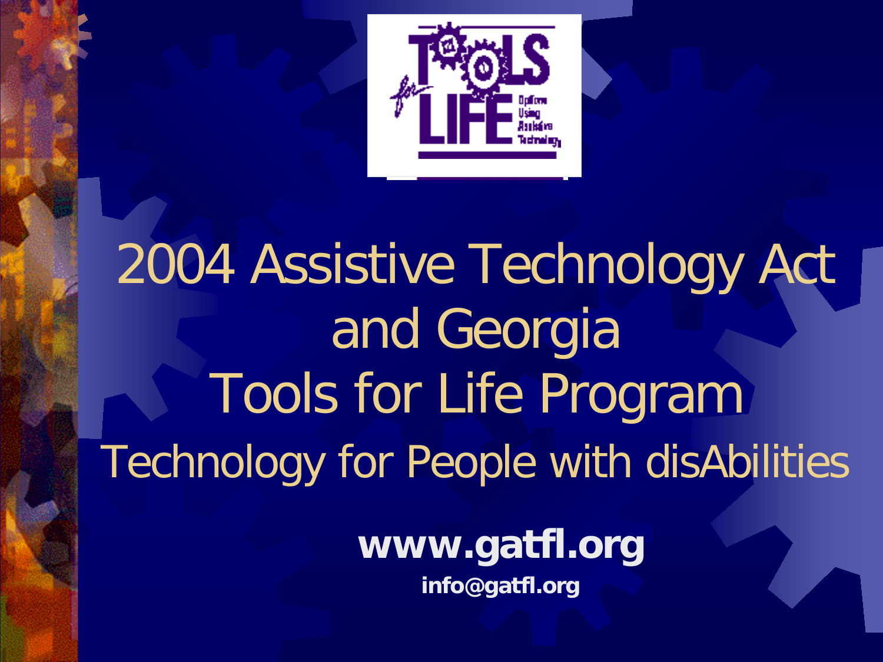# 2004 Assistive Technology Act and Georgia Tools for Life Program

## Technology for People with disAbilities

**www.gatfl.org**

**info@gatfl.org**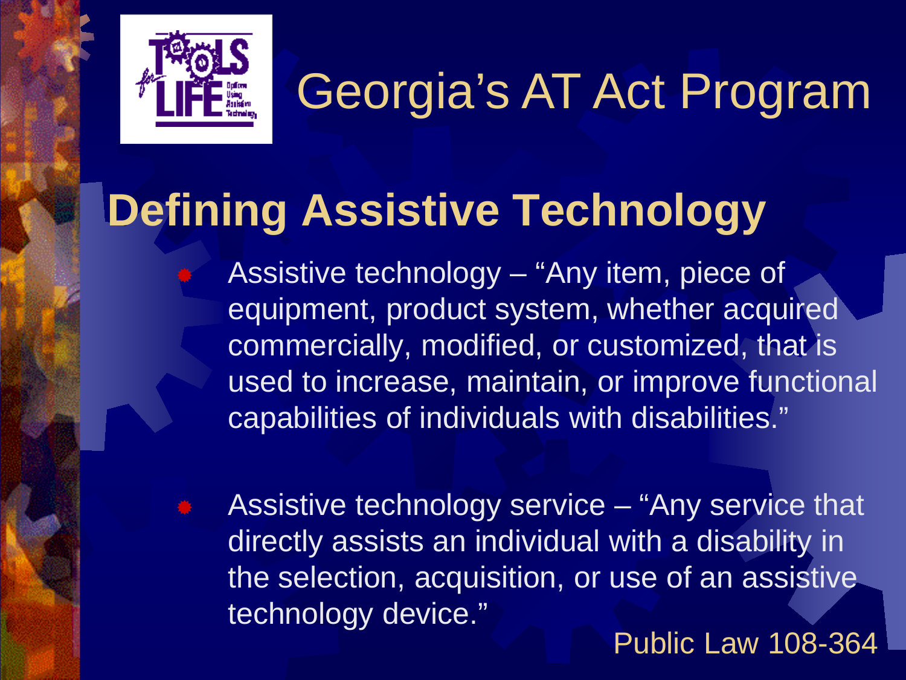# Georgia's AT Act Program

## Defining Assistive Technology

- Assistive technology – "Any item, piece of equipment, product system, whether acquired commercially, modified, or customized, that is used to increase, maintain, or improve functional capabilities of individuals with disabilities."
- Assistive technology service – "Any service that directly assists an individual with a disability in the selection, acquisition, or use of an assistive technology device."

Public Law 108-364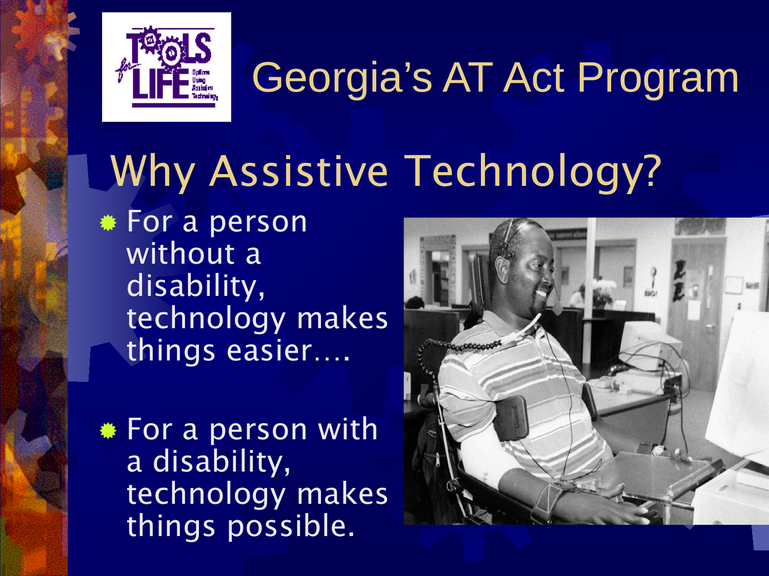# Georgia's AT Act Program

## Why Assistive Technology?

- For a person without a disability, technology makes things easier….
- For a person with a disability, technology makes things possible.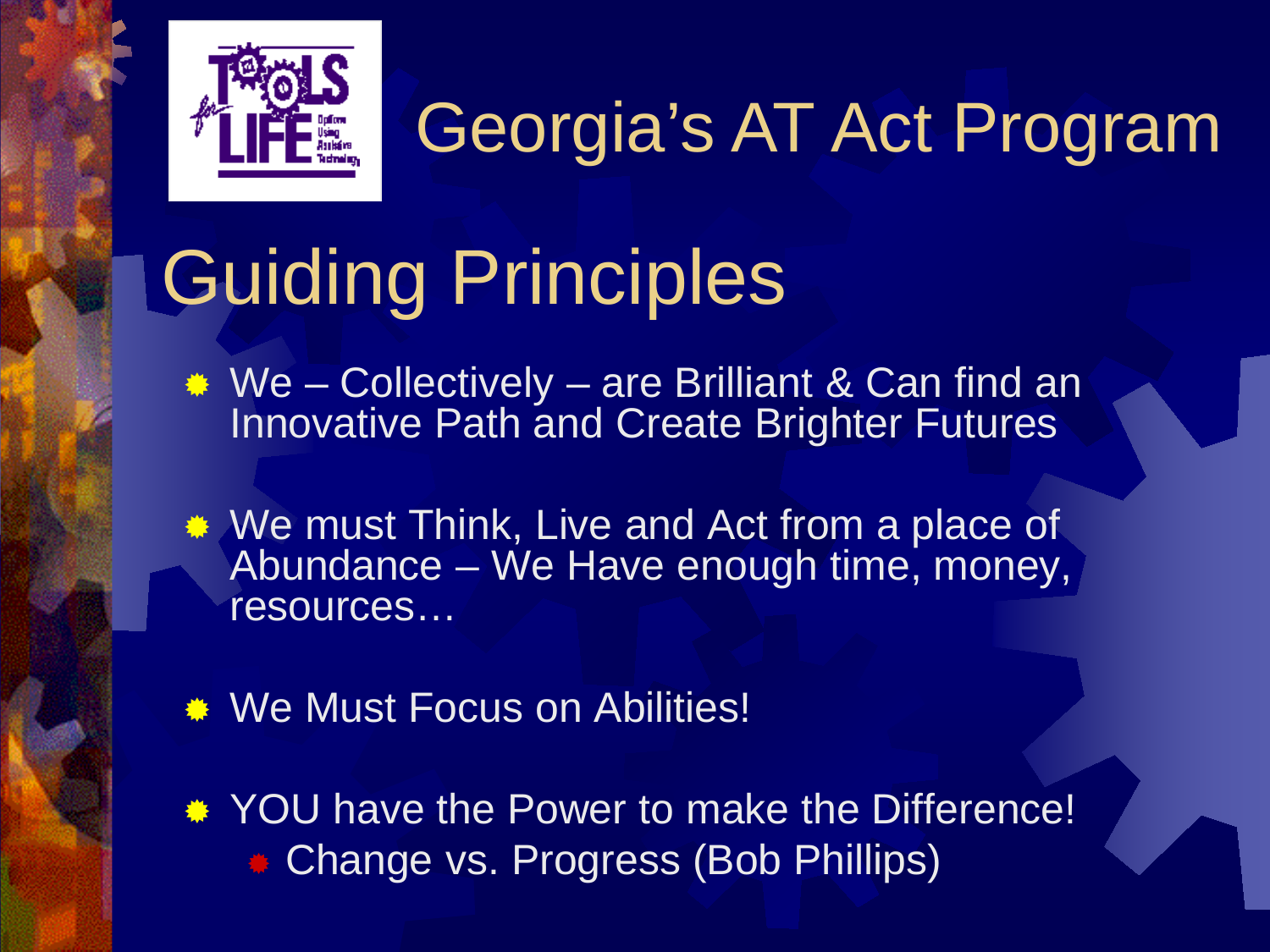# Georgia's AT Act Program

## Guiding Principles

- We – Collectively – are Brilliant & Can find an Innovative Path and Create Brighter Futures
- We must Think, Live and Act from a place of Abundance – We Have enough time, money, resources…
- We Must Focus on Abilities!
- YOU have the Power to make the Difference!
  - Change vs. Progress (Bob Phillips)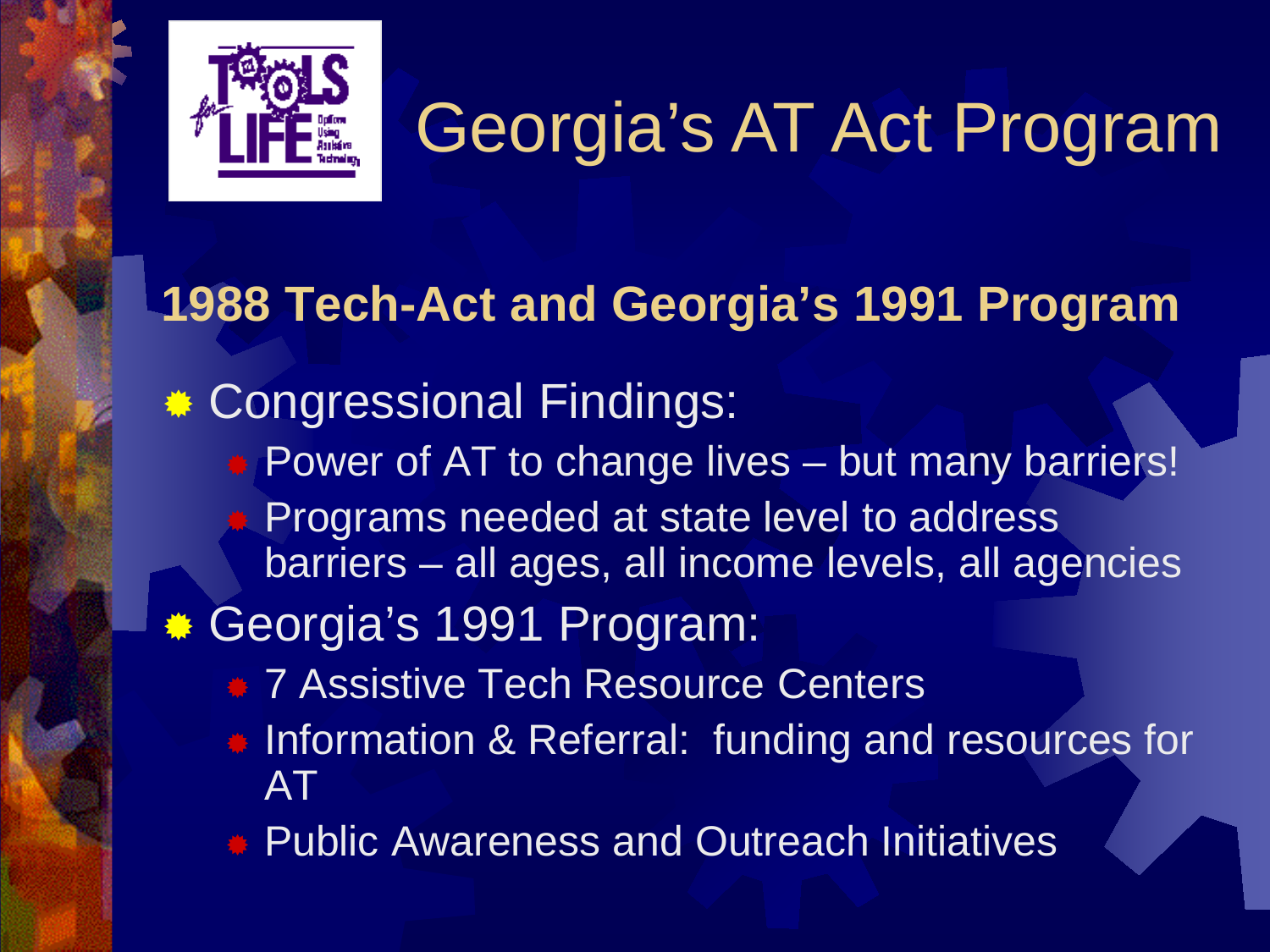# Georgia's AT Act Program

## 1988 Tech-Act and Georgia's 1991 Program

- Congressional Findings:
  - Power of AT to change lives – but many barriers!
  - Programs needed at state level to address barriers – all ages, all income levels, all agencies
- Georgia's 1991 Program:
  - 7 Assistive Tech Resource Centers
  - Information & Referral: funding and resources for AT
  - Public Awareness and Outreach Initiatives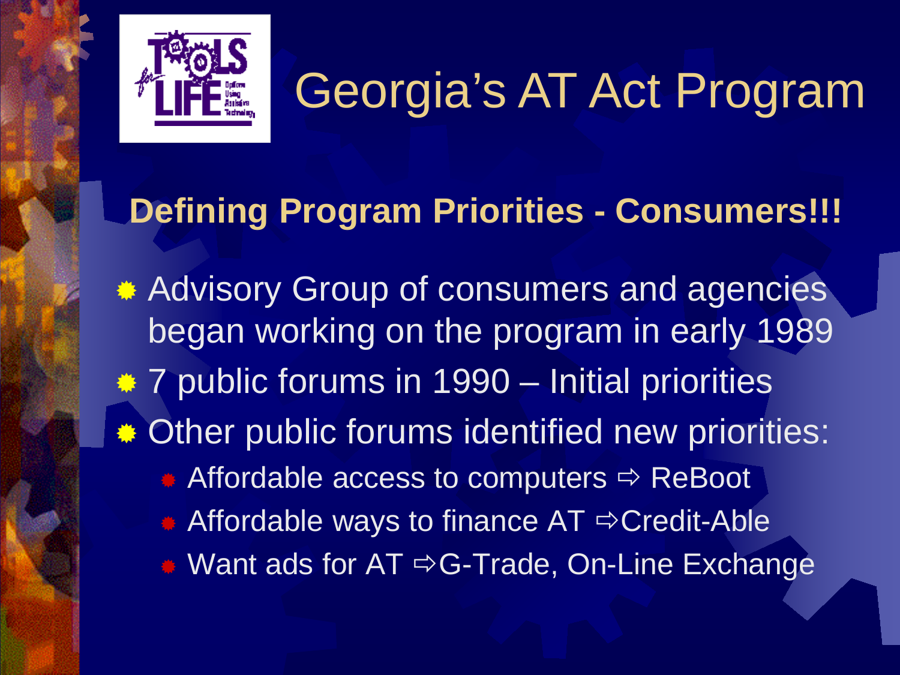# Georgia's AT Act Program

## Defining Program Priorities - Consumers!!!

- Advisory Group of consumers and agencies began working on the program in early 1989
- 7 public forums in 1990 – Initial priorities
- Other public forums identified new priorities:
  - Affordable access to computers ⇨ ReBoot
  - Affordable ways to finance AT ⇨Credit-Able
  - Want ads for AT ⇨G-Trade, On-Line Exchange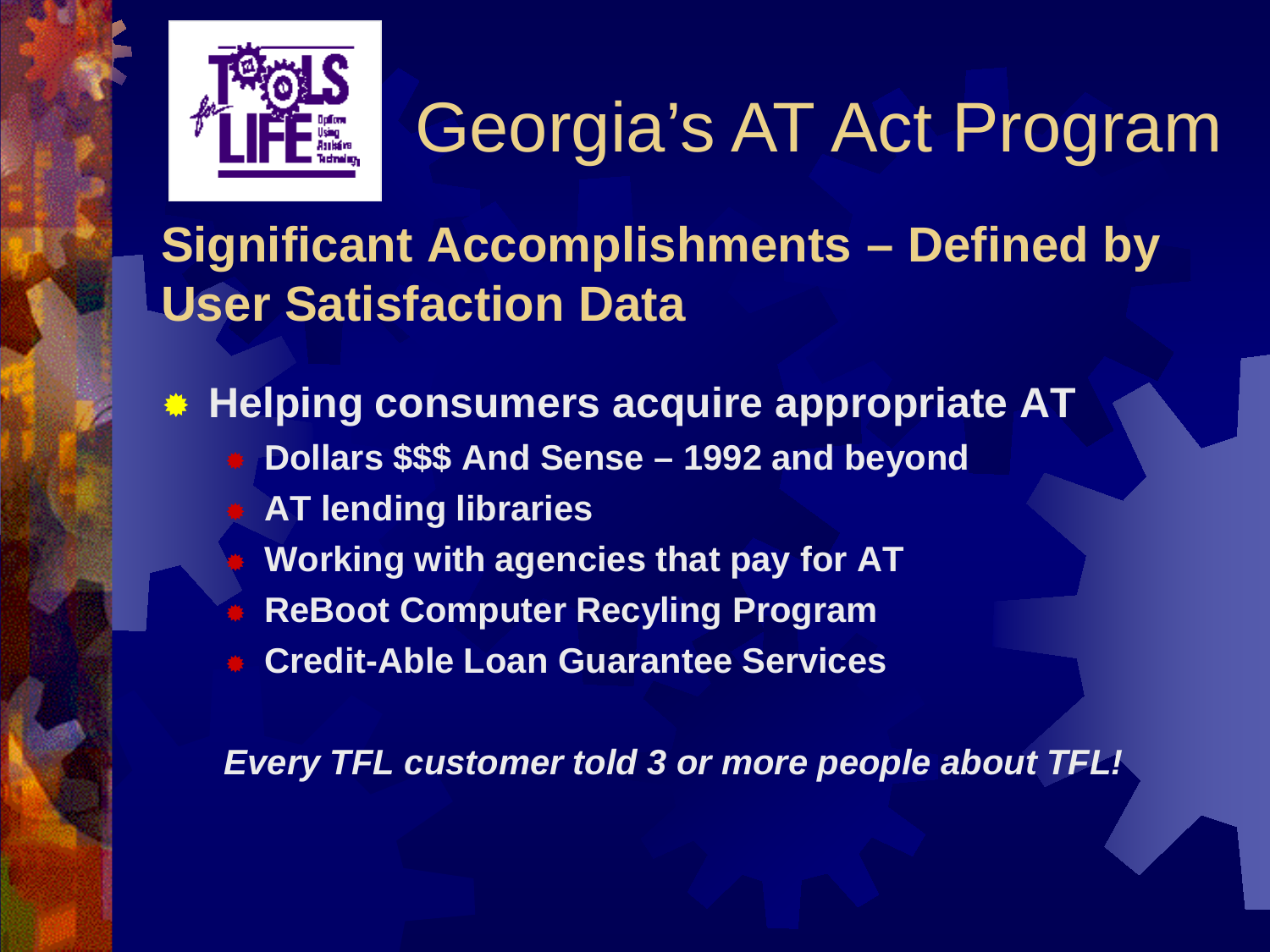# Georgia's AT Act Program

## Significant Accomplishments – Defined by User Satisfaction Data

- **Helping consumers acquire appropriate AT**
  - **Dollars $$$ And Sense – 1992 and beyond**
  - **AT lending libraries**
  - **Working with agencies that pay for AT**
  - **ReBoot Computer Recyling Program**
  - **Credit-Able Loan Guarantee Services**

***Every TFL customer told 3 or more people about TFL!***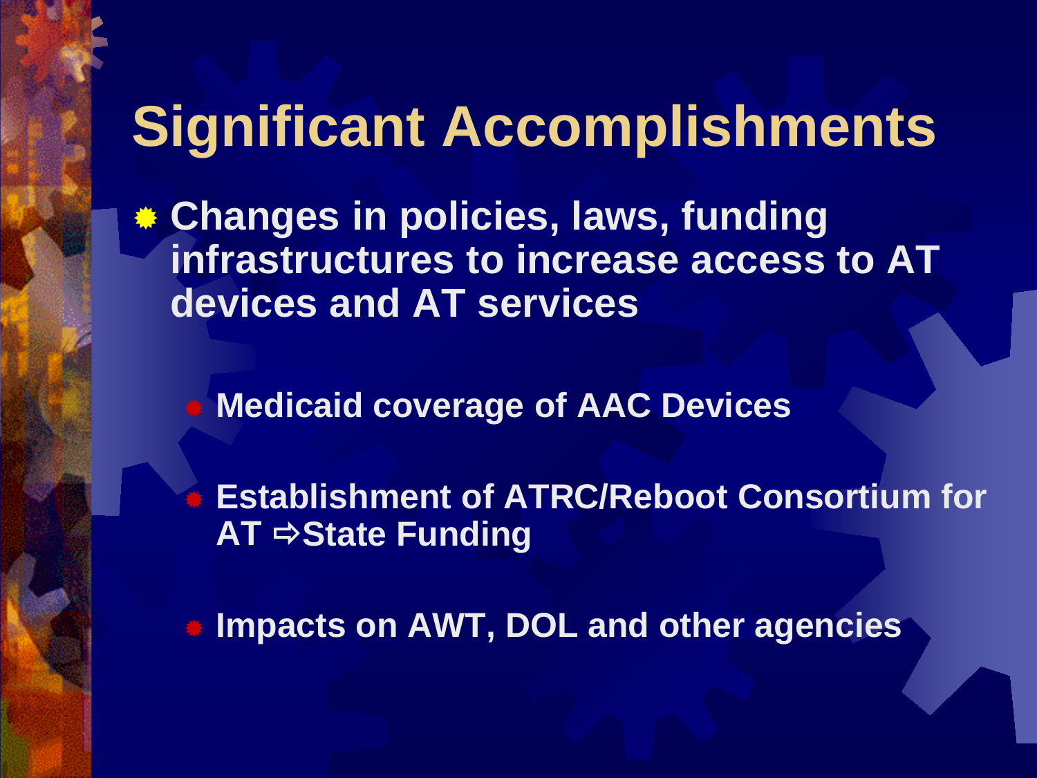# Significant Accomplishments

- Changes in policies, laws, funding infrastructures to increase access to AT devices and AT services
  - Medicaid coverage of AAC Devices
  - Establishment of ATRC/Reboot Consortium for AT ⇨State Funding
  - Impacts on AWT, DOL and other agencies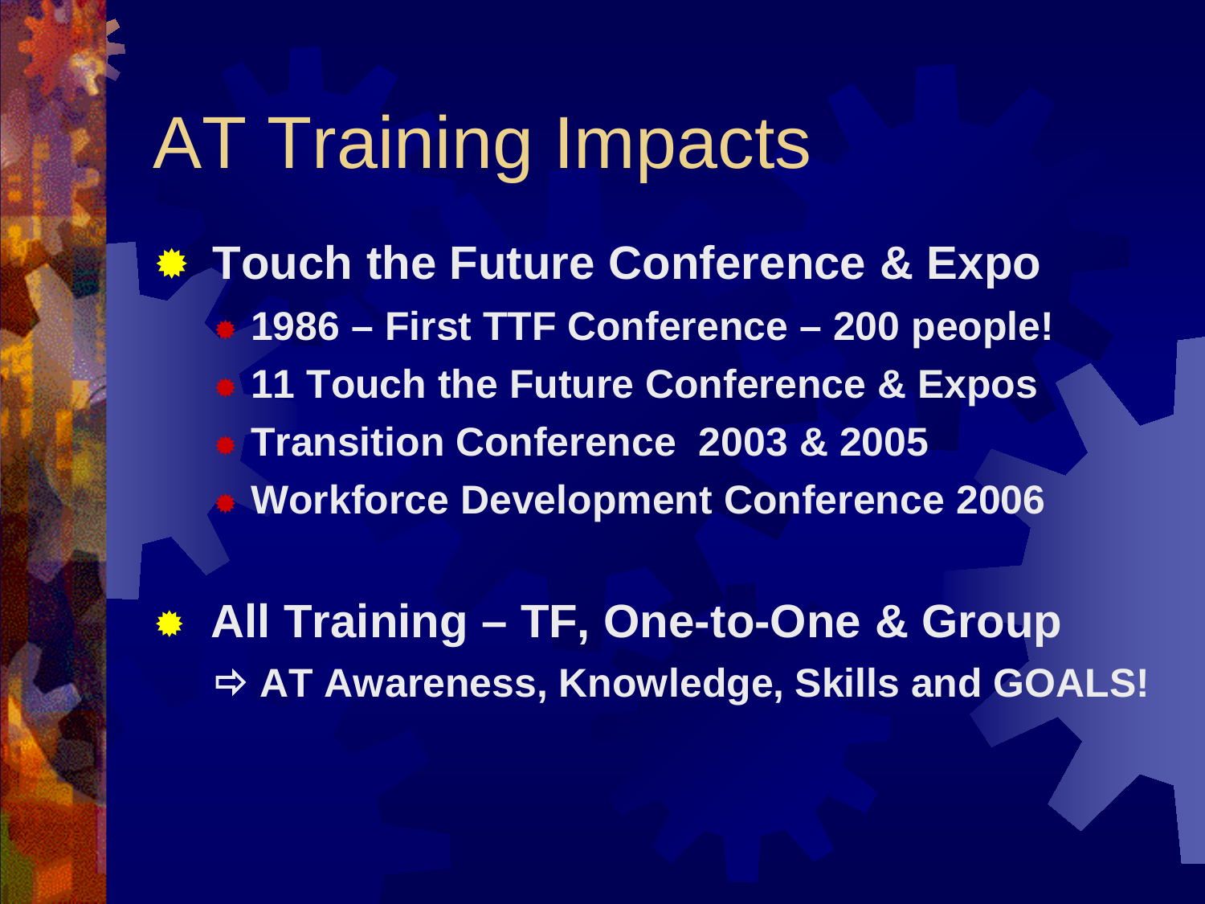# AT Training Impacts

- **Touch the Future Conference & Expo**
  - **1986 – First TTF Conference – 200 people!**
  - **11 Touch the Future Conference & Expos**
  - **Transition Conference 2003 & 2005**
  - **Workforce Development Conference 2006**

- **All Training – TF, One-to-One & Group**
  **⇨ AT Awareness, Knowledge, Skills and GOALS!**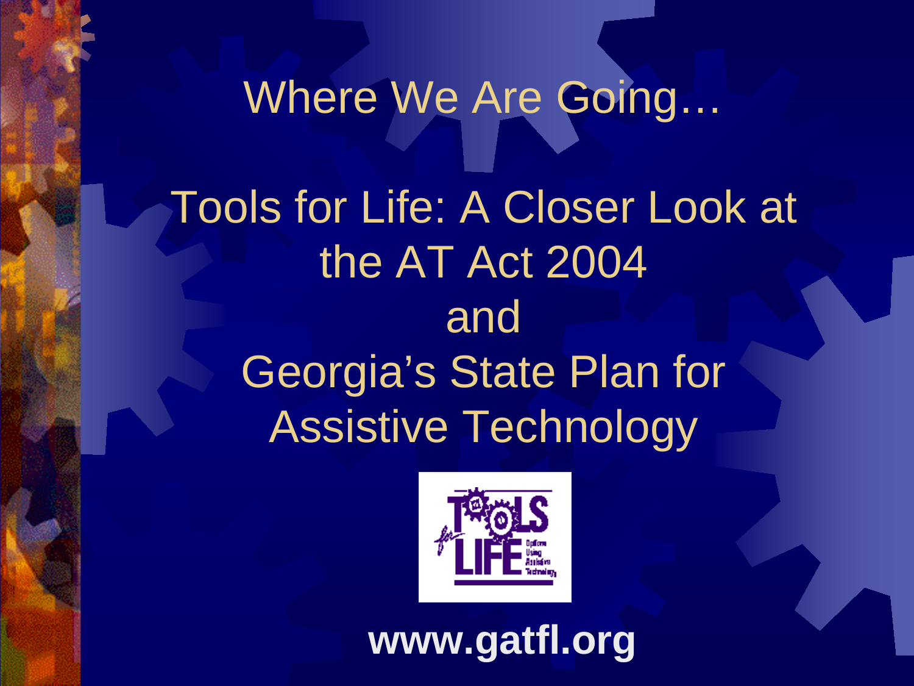# Where We Are Going…

## Tools for Life: A Closer Look at the AT Act 2004 and Georgia's State Plan for Assistive Technology

**www.gatfl.org**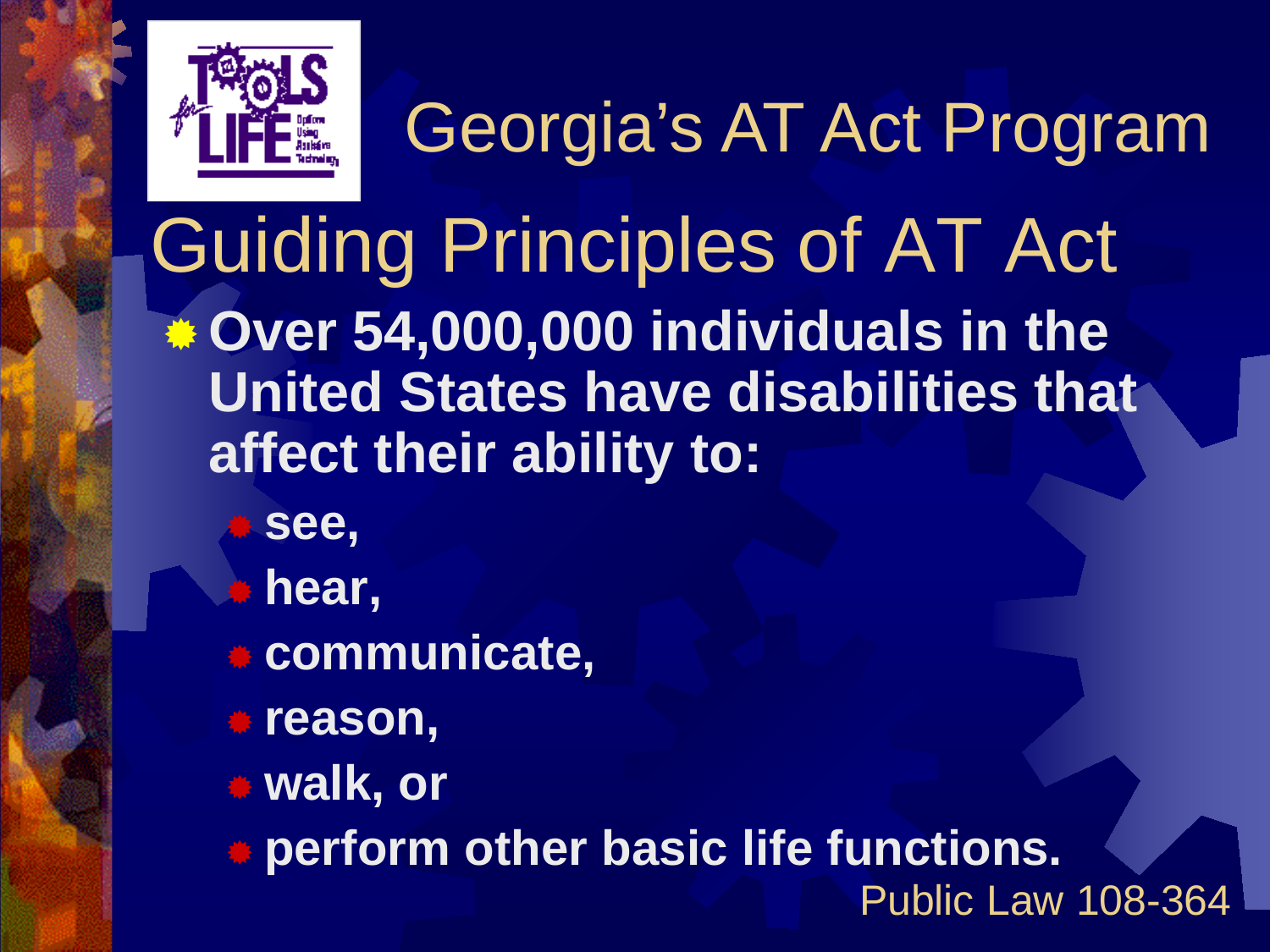# Georgia's AT Act Program

## Guiding Principles of AT Act

- **Over 54,000,000 individuals in the United States have disabilities that affect their ability to:**
  - **see,**
  - **hear,**
  - **communicate,**
  - **reason,**
  - **walk, or**
  - **perform other basic life functions.**

Public Law 108-364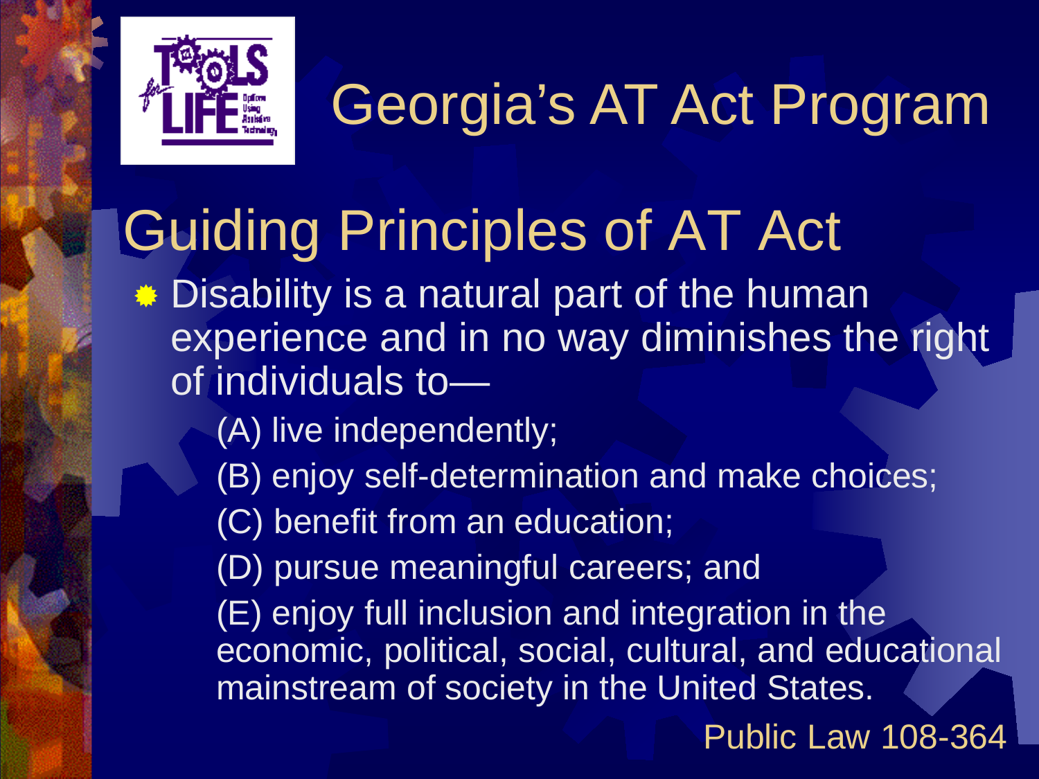# Georgia's AT Act Program

## Guiding Principles of AT Act

- Disability is a natural part of the human experience and in no way diminishes the right of individuals to—
  - (A) live independently;
  - (B) enjoy self-determination and make choices;
  - (C) benefit from an education;
  - (D) pursue meaningful careers; and
  - (E) enjoy full inclusion and integration in the economic, political, social, cultural, and educational mainstream of society in the United States.

Public Law 108-364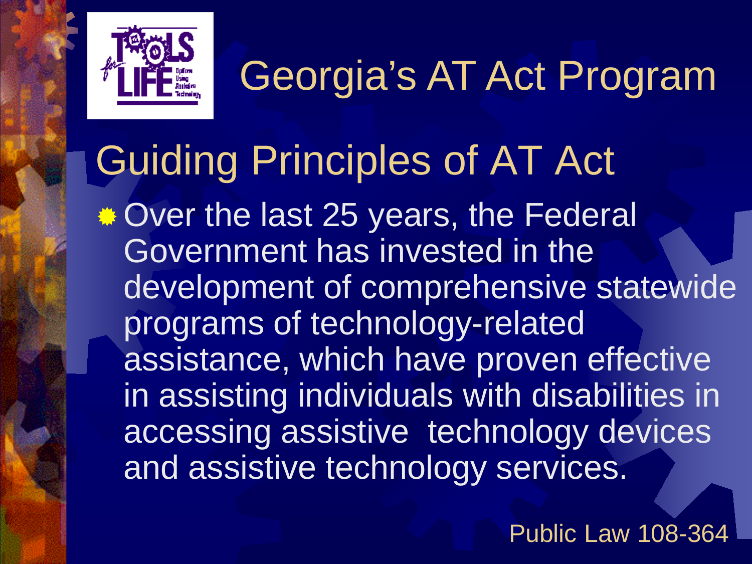# Georgia's AT Act Program

## Guiding Principles of AT Act

- Over the last 25 years, the Federal Government has invested in the development of comprehensive statewide programs of technology-related assistance, which have proven effective in assisting individuals with disabilities in accessing assistive technology devices and assistive technology services.

Public Law 108-364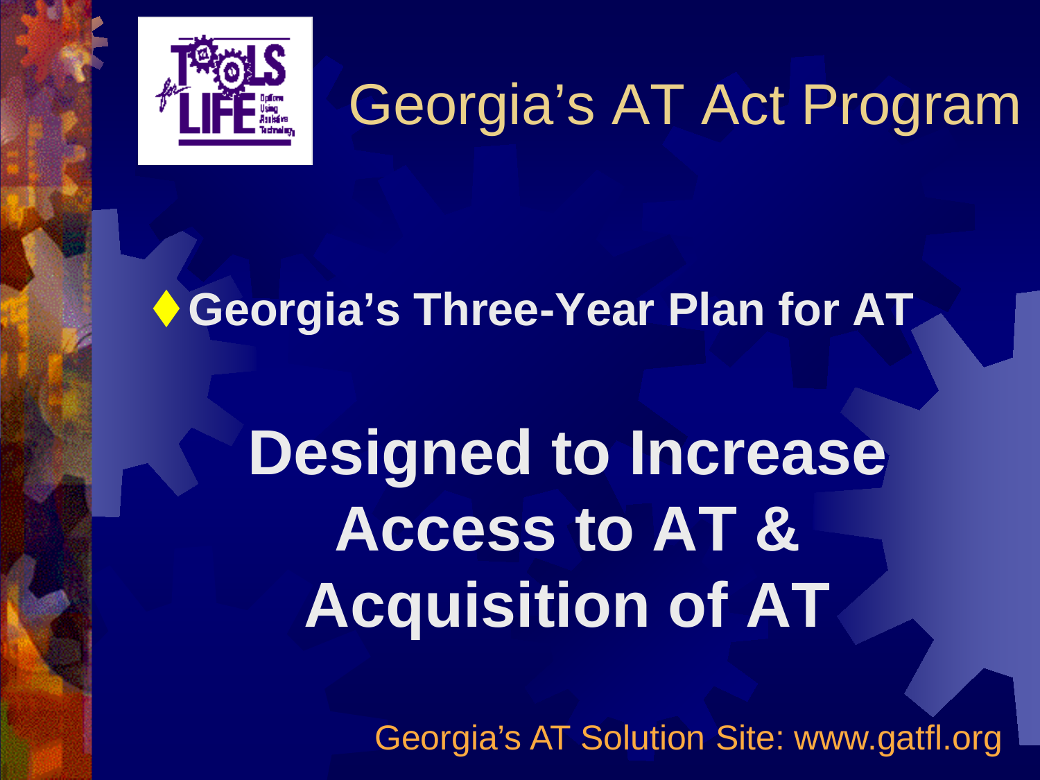# Georgia's AT Act Program

- **Georgia's Three-Year Plan for AT**

## Designed to Increase Access to AT & Acquisition of AT

Georgia's AT Solution Site: www.gatfl.org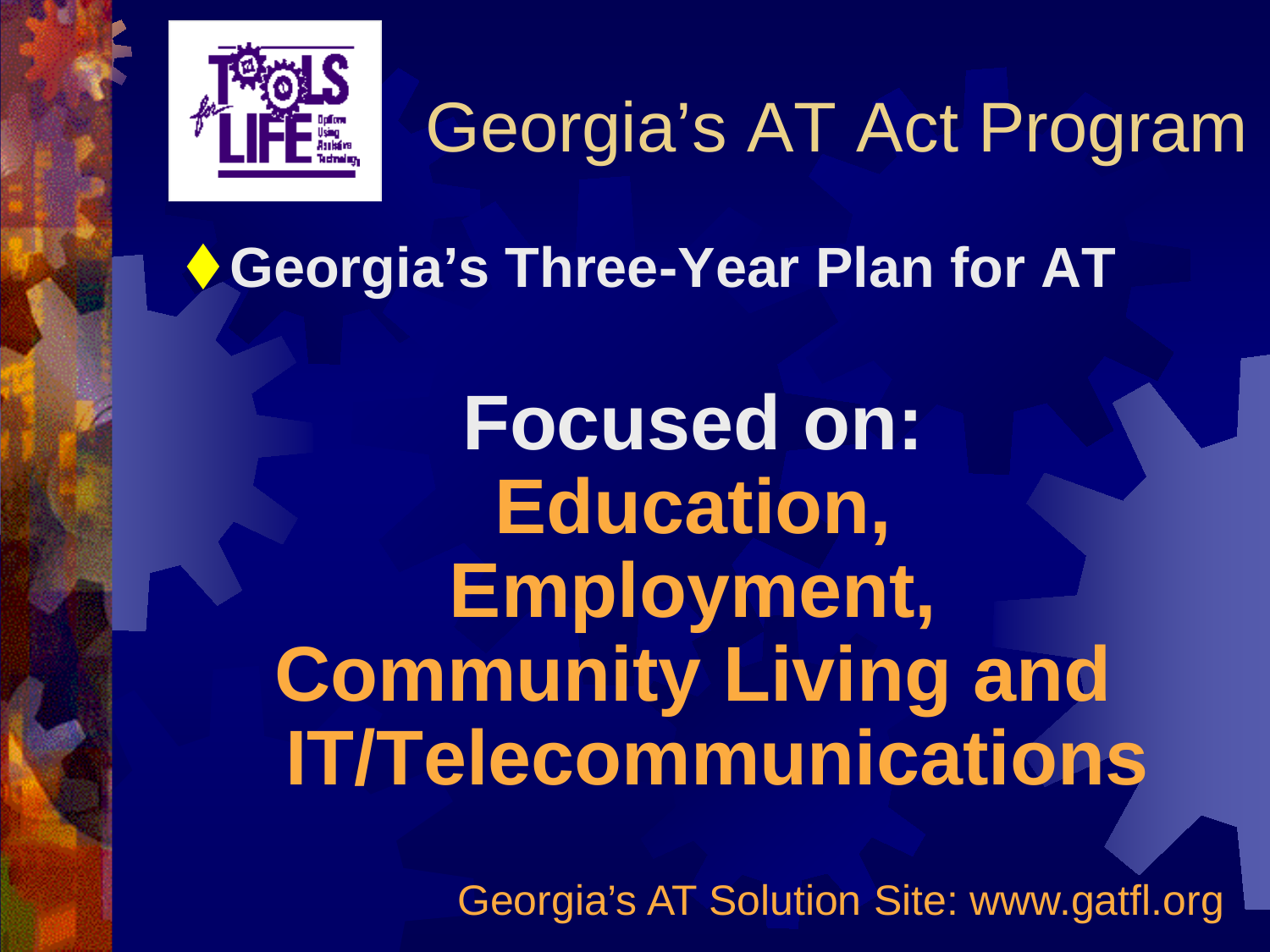# Georgia's AT Act Program

- **Georgia's Three-Year Plan for AT**

**Focused on:**
**Education,**
**Employment,**
**Community Living and**
**IT/Telecommunications**

Georgia's AT Solution Site: www.gatfl.org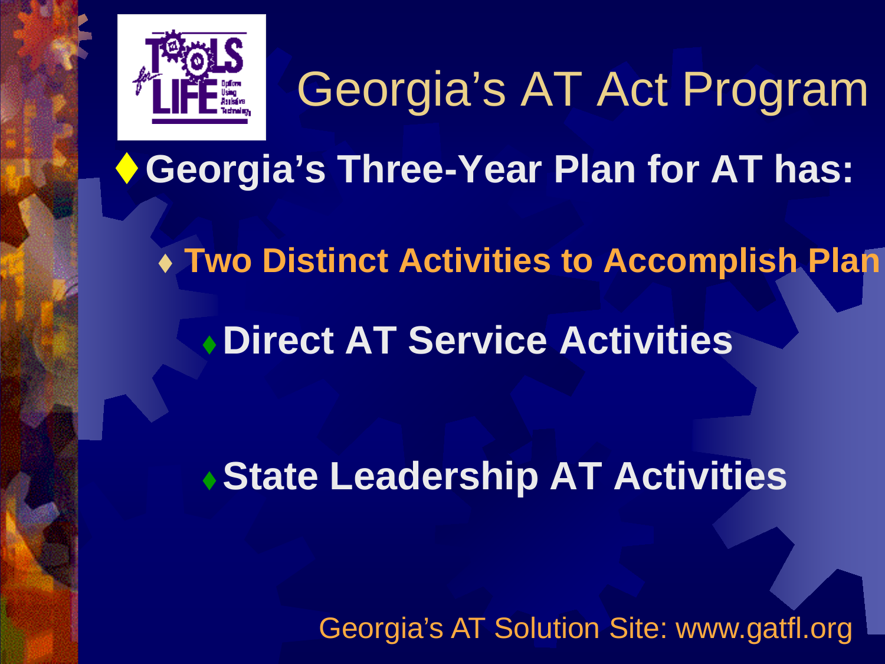# Georgia's AT Act Program

- **Georgia's Three-Year Plan for AT has:**
  - **Two Distinct Activities to Accomplish Plan**
    - **Direct AT Service Activities**
    - **State Leadership AT Activities**

Georgia's AT Solution Site: www.gatfl.org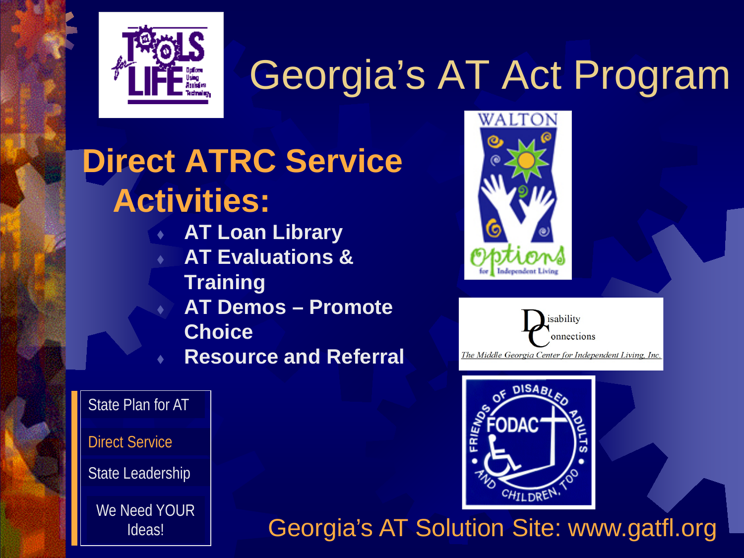# Georgia's AT Act Program

## Direct ATRC Service Activities:

- AT Loan Library
- AT Evaluations & Training
- AT Demos – Promote Choice
- Resource and Referral

State Plan for AT

Direct Service

State Leadership

We Need YOUR Ideas!

Georgia's AT Solution Site: www.gatfl.org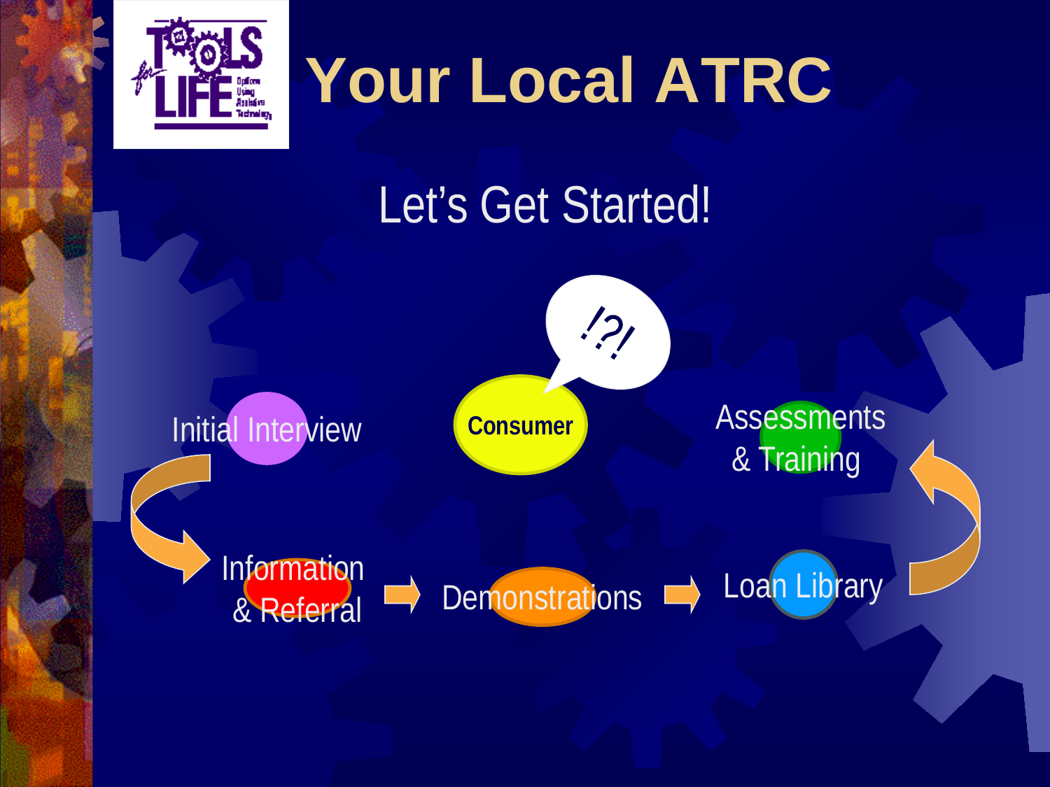# Your Local ATRC

## Let's Get Started!

Consumer

!?!

Initial Interview

Information & Referral

Demonstrations

Loan Library

Assessments & Training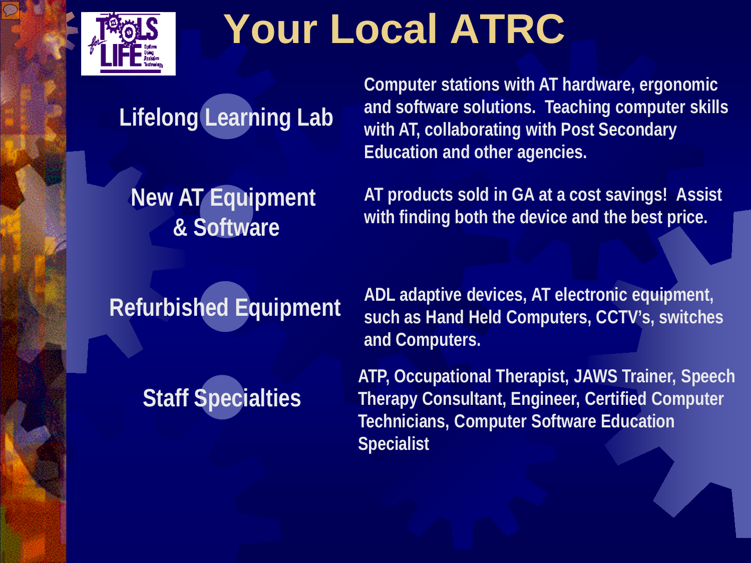# Your Local ATRC

| | |
|---|---|
| **Lifelong Learning Lab** | Computer stations with AT hardware, ergonomic and software solutions. Teaching computer skills with AT, collaborating with Post Secondary Education and other agencies. |
| **New AT Equipment & Software** | AT products sold in GA at a cost savings! Assist with finding both the device and the best price. |
| **Refurbished Equipment** | ADL adaptive devices, AT electronic equipment, such as Hand Held Computers, CCTV's, switches and Computers. |
| **Staff Specialties** | ATP, Occupational Therapist, JAWS Trainer, Speech Therapy Consultant, Engineer, Certified Computer Technicians, Computer Software Education Specialist |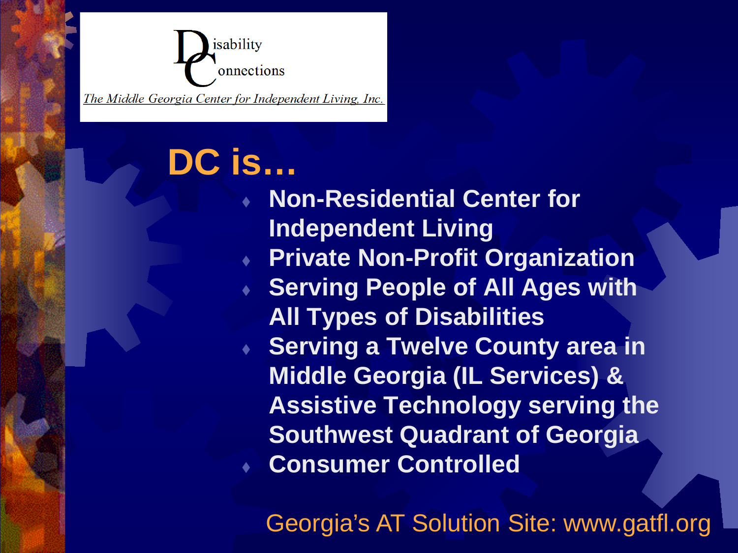Disability Connections

*The Middle Georgia Center for Independent Living, Inc.*

# DC is…

- Non-Residential Center for Independent Living
- Private Non-Profit Organization
- Serving People of All Ages with All Types of Disabilities
- Serving a Twelve County area in Middle Georgia (IL Services) & Assistive Technology serving the Southwest Quadrant of Georgia
- Consumer Controlled

Georgia's AT Solution Site: www.gatfl.org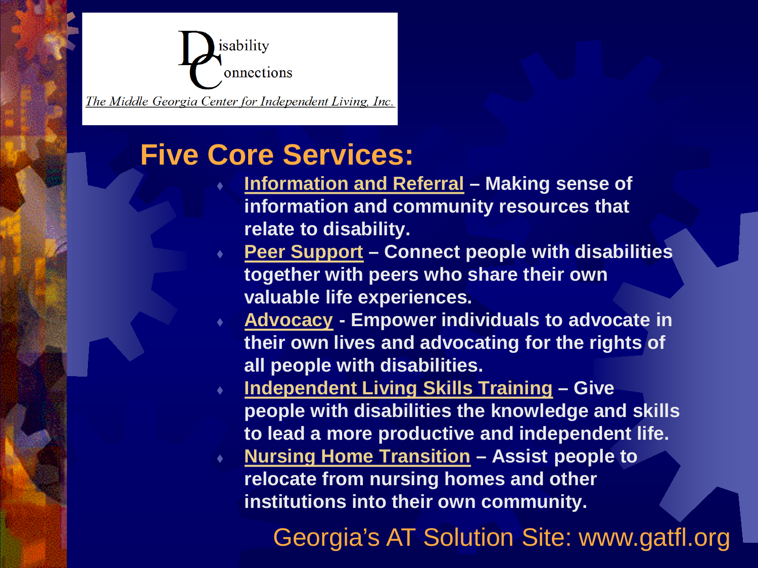Disability Connections

*The Middle Georgia Center for Independent Living, Inc.*

## Five Core Services:

- **Information and Referral – Making sense of information and community resources that relate to disability.**
- **Peer Support – Connect people with disabilities together with peers who share their own valuable life experiences.**
- **Advocacy - Empower individuals to advocate in their own lives and advocating for the rights of all people with disabilities.**
- **Independent Living Skills Training – Give people with disabilities the knowledge and skills to lead a more productive and independent life.**
- **Nursing Home Transition – Assist people to relocate from nursing homes and other institutions into their own community.**

Georgia's AT Solution Site: www.gatfl.org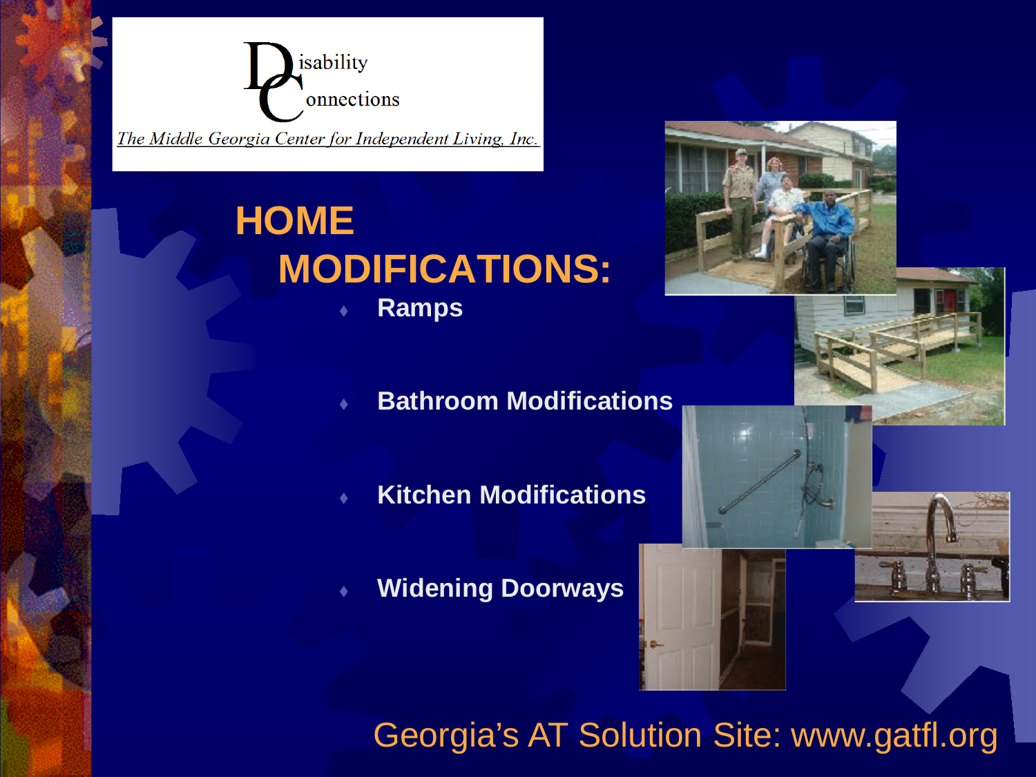Disability Connections

*The Middle Georgia Center for Independent Living, Inc.*

# HOME MODIFICATIONS:

- Ramps
- Bathroom Modifications
- Kitchen Modifications
- Widening Doorways

Georgia's AT Solution Site: www.gatfl.org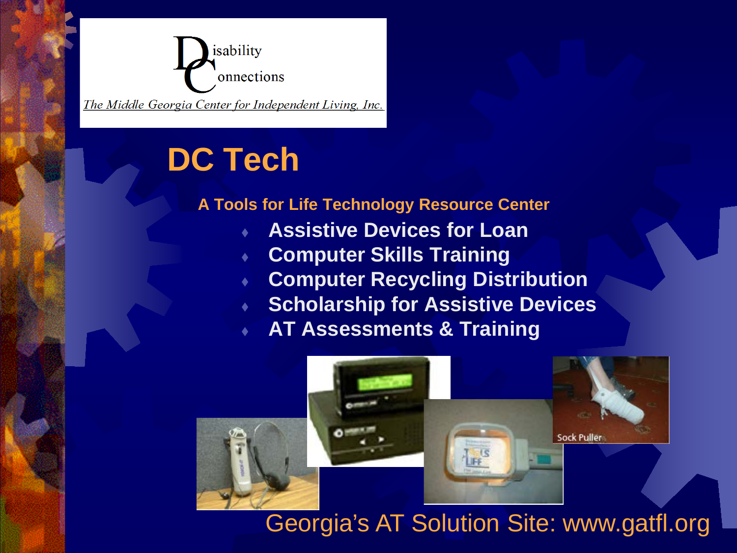Disability Connections

*The Middle Georgia Center for Independent Living, Inc.*

# DC Tech

**A Tools for Life Technology Resource Center**

- **Assistive Devices for Loan**
- **Computer Skills Training**
- **Computer Recycling Distribution**
- **Scholarship for Assistive Devices**
- **AT Assessments & Training**

Sock Puller

Georgia's AT Solution Site: www.gatfl.org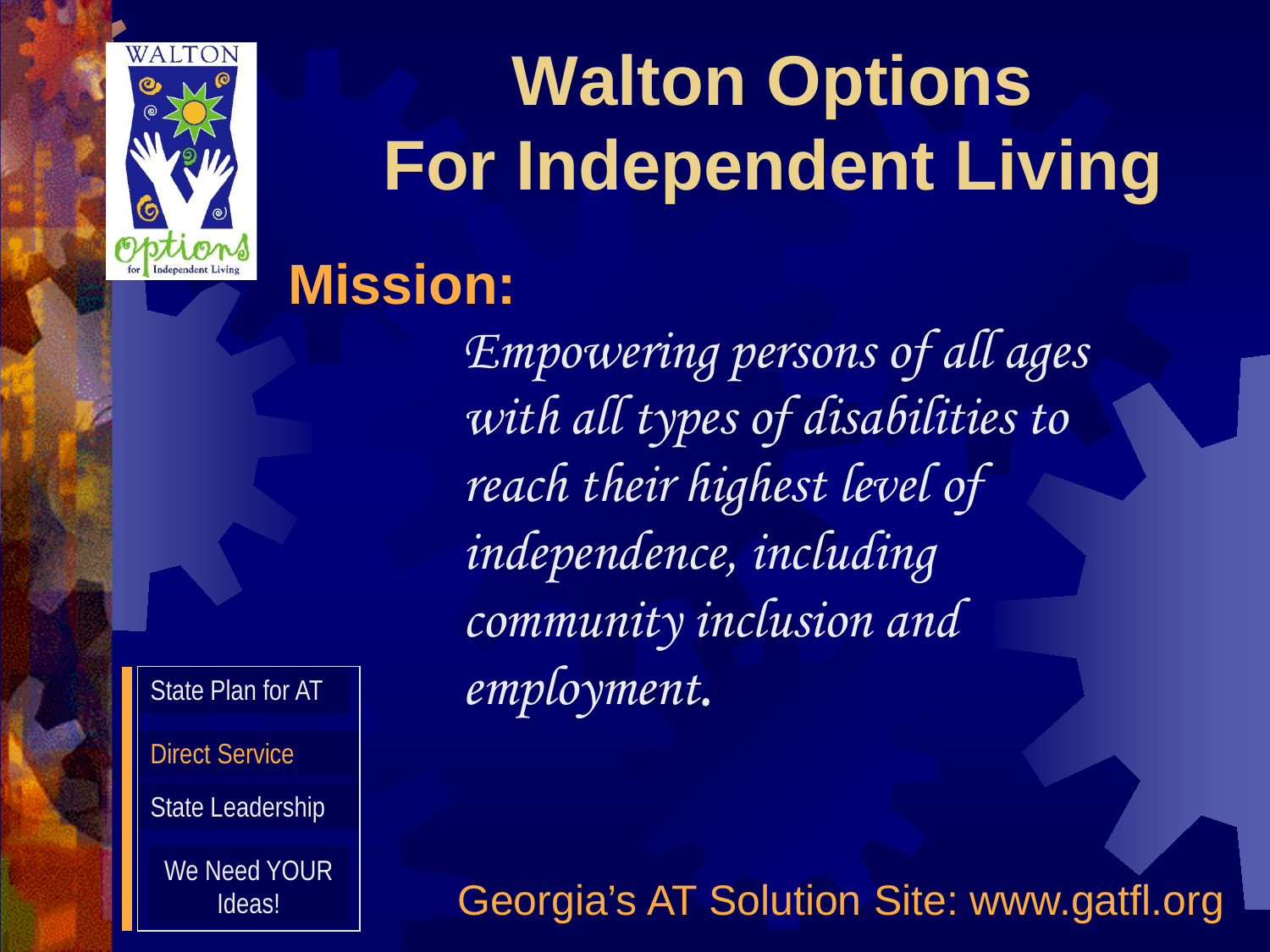# Walton Options For Independent Living

## Mission:

*Empowering persons of all ages with all types of disabilities to reach their highest level of independence, including community inclusion and employment.*

- State Plan for AT
- Direct Service
- State Leadership
- We Need YOUR Ideas!

Georgia's AT Solution Site: www.gatfl.org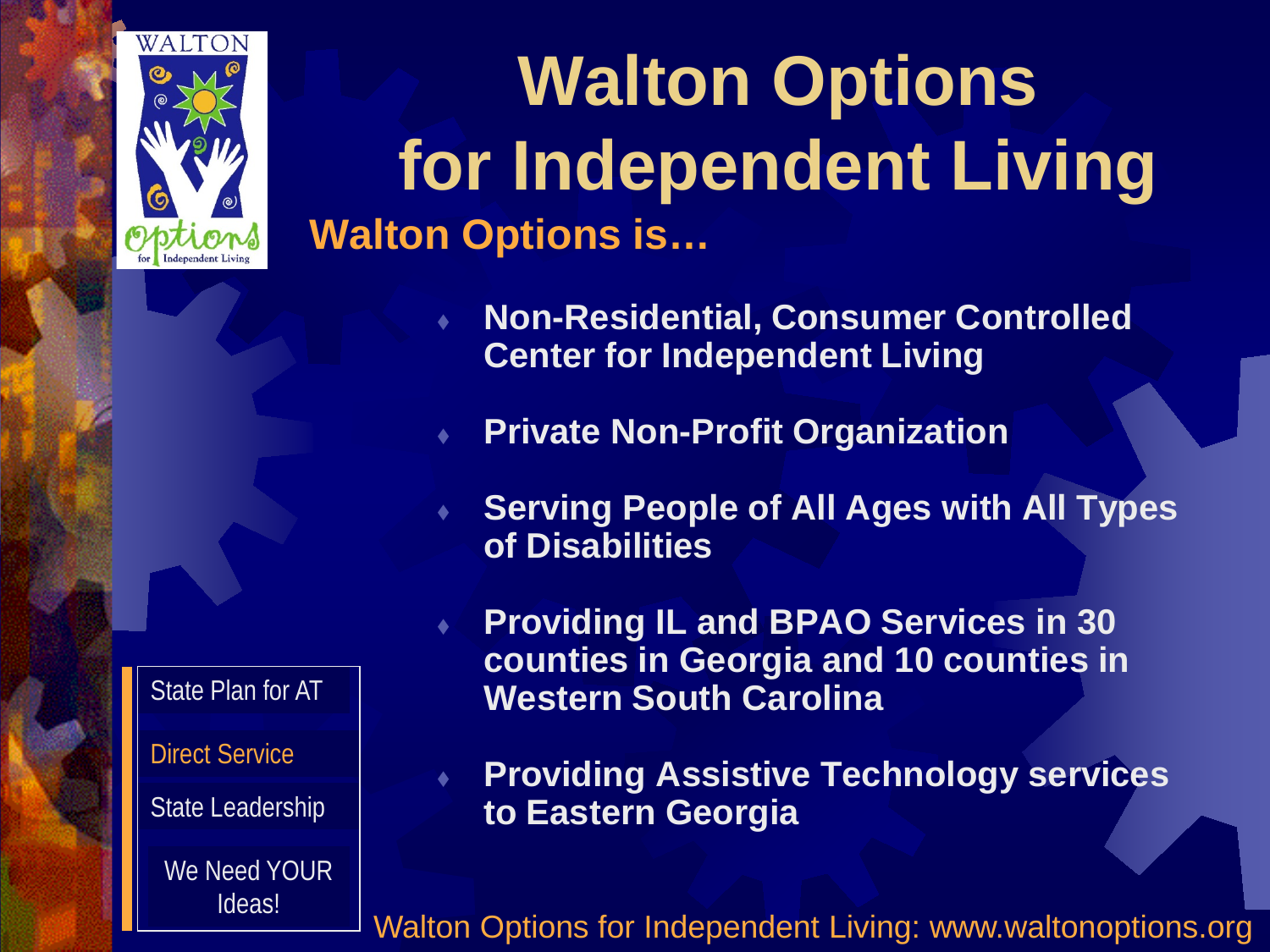# Walton Options for Independent Living

## Walton Options is…

- Non-Residential, Consumer Controlled Center for Independent Living
- Private Non-Profit Organization
- Serving People of All Ages with All Types of Disabilities
- Providing IL and BPAO Services in 30 counties in Georgia and 10 counties in Western South Carolina
- Providing Assistive Technology services to Eastern Georgia

State Plan for AT

Direct Service

State Leadership

We Need YOUR Ideas!

Walton Options for Independent Living: www.waltonoptions.org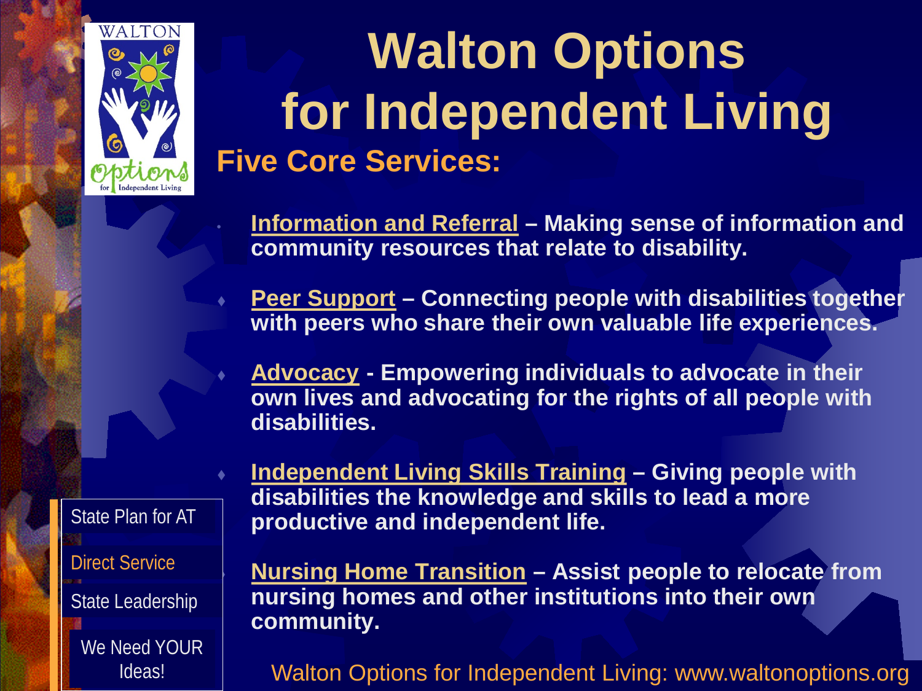# Walton Options for Independent Living

## Five Core Services:

- **Information and Referral – Making sense of information and community resources that relate to disability.**
- **Peer Support – Connecting people with disabilities together with peers who share their own valuable life experiences.**
- **Advocacy - Empowering individuals to advocate in their own lives and advocating for the rights of all people with disabilities.**
- **Independent Living Skills Training – Giving people with disabilities the knowledge and skills to lead a more productive and independent life.**
- **Nursing Home Transition – Assist people to relocate from nursing homes and other institutions into their own community.**

State Plan for AT

Direct Service

State Leadership

We Need YOUR Ideas!

Walton Options for Independent Living: www.waltonoptions.org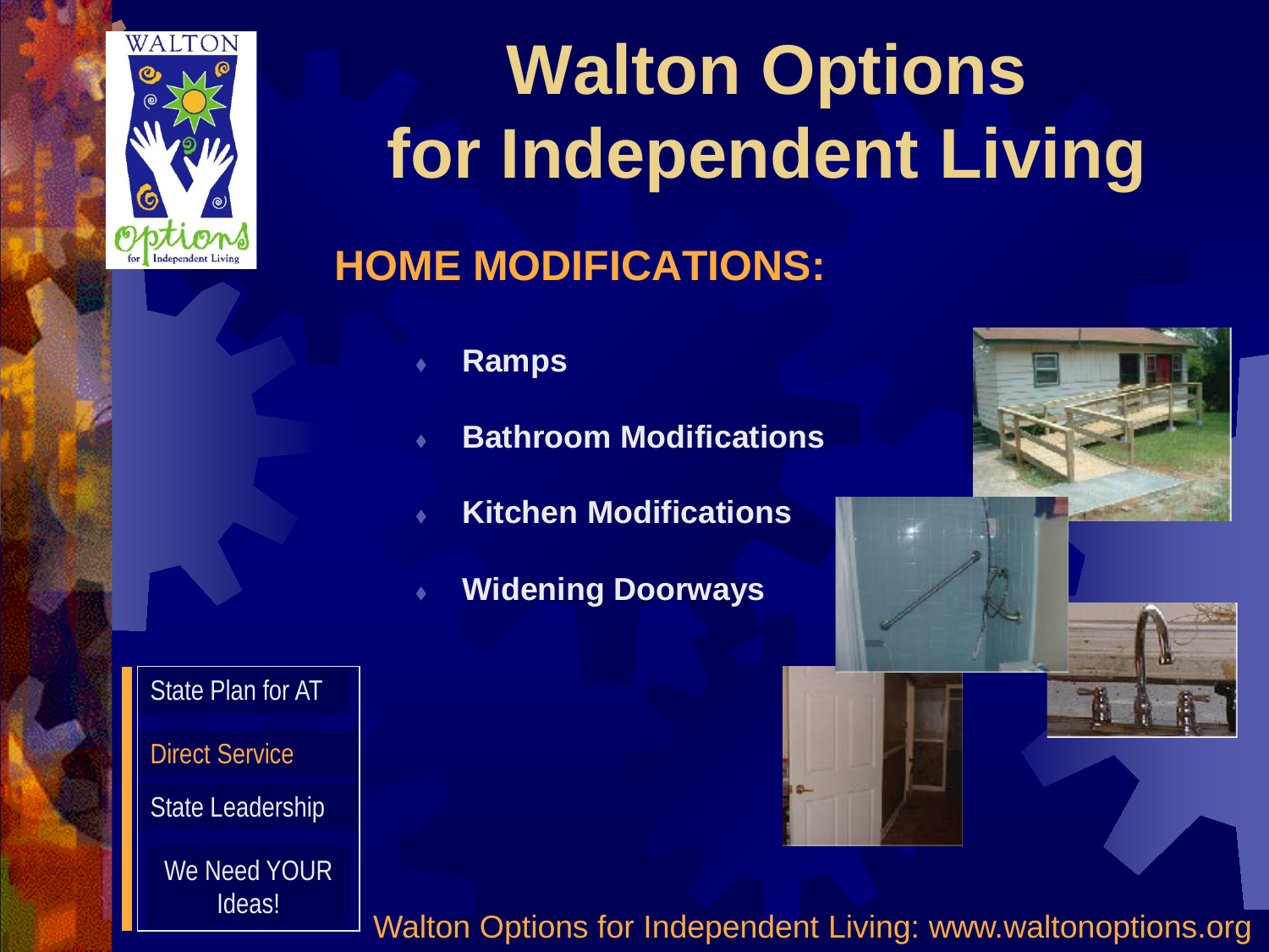# Walton Options for Independent Living

## HOME MODIFICATIONS:

- **Ramps**
- **Bathroom Modifications**
- **Kitchen Modifications**
- **Widening Doorways**

State Plan for AT

Direct Service

State Leadership

We Need YOUR Ideas!

Walton Options for Independent Living: www.waltonoptions.org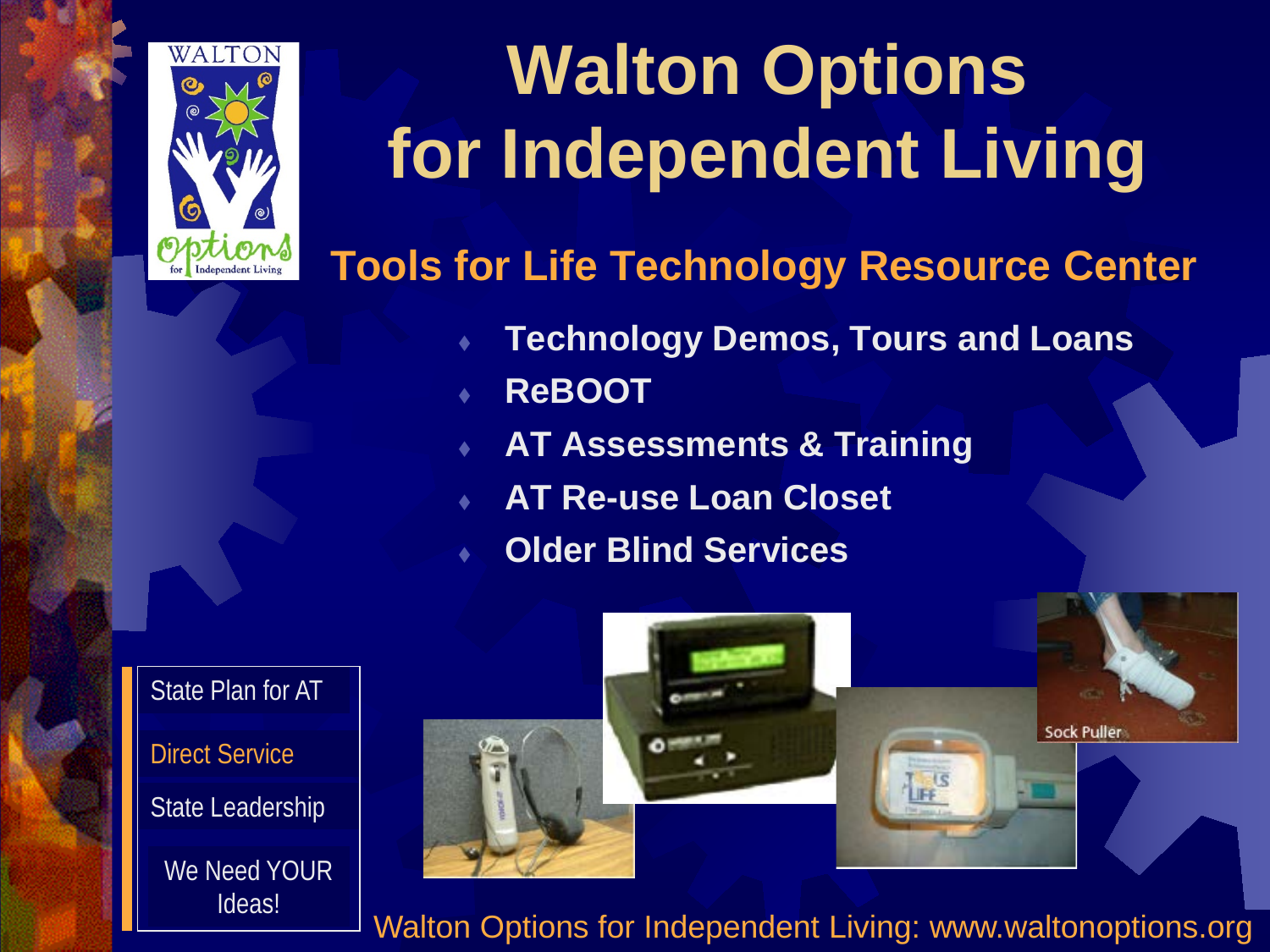# Walton Options for Independent Living

## Tools for Life Technology Resource Center

- Technology Demos, Tours and Loans
- ReBOOT
- AT Assessments & Training
- AT Re-use Loan Closet
- Older Blind Services

State Plan for AT

Direct Service

State Leadership

We Need YOUR Ideas!

Sock Puller

Walton Options for Independent Living: www.waltonoptions.org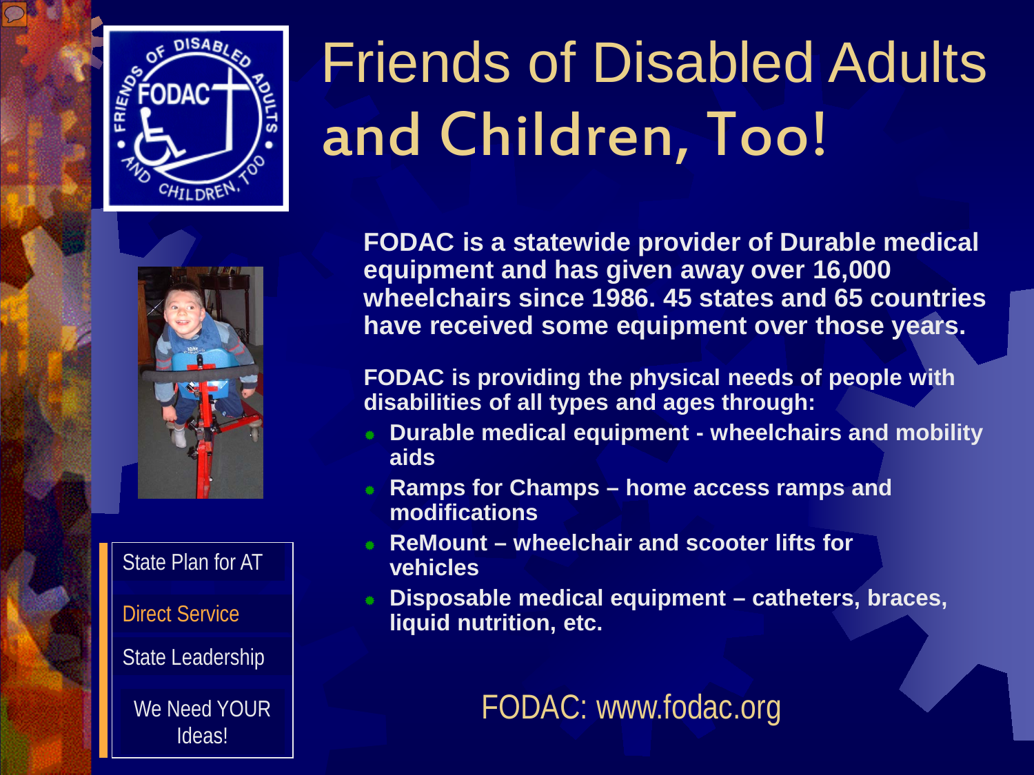# Friends of Disabled Adults and Children, Too!

**FODAC is a statewide provider of Durable medical equipment and has given away over 16,000 wheelchairs since 1986. 45 states and 65 countries have received some equipment over those years.**

**FODAC is providing the physical needs of people with disabilities of all types and ages through:**

- **Durable medical equipment - wheelchairs and mobility aids**
- **Ramps for Champs – home access ramps and modifications**
- **ReMount – wheelchair and scooter lifts for vehicles**
- **Disposable medical equipment – catheters, braces, liquid nutrition, etc.**

FODAC: www.fodac.org

State Plan for AT

Direct Service

State Leadership

We Need YOUR Ideas!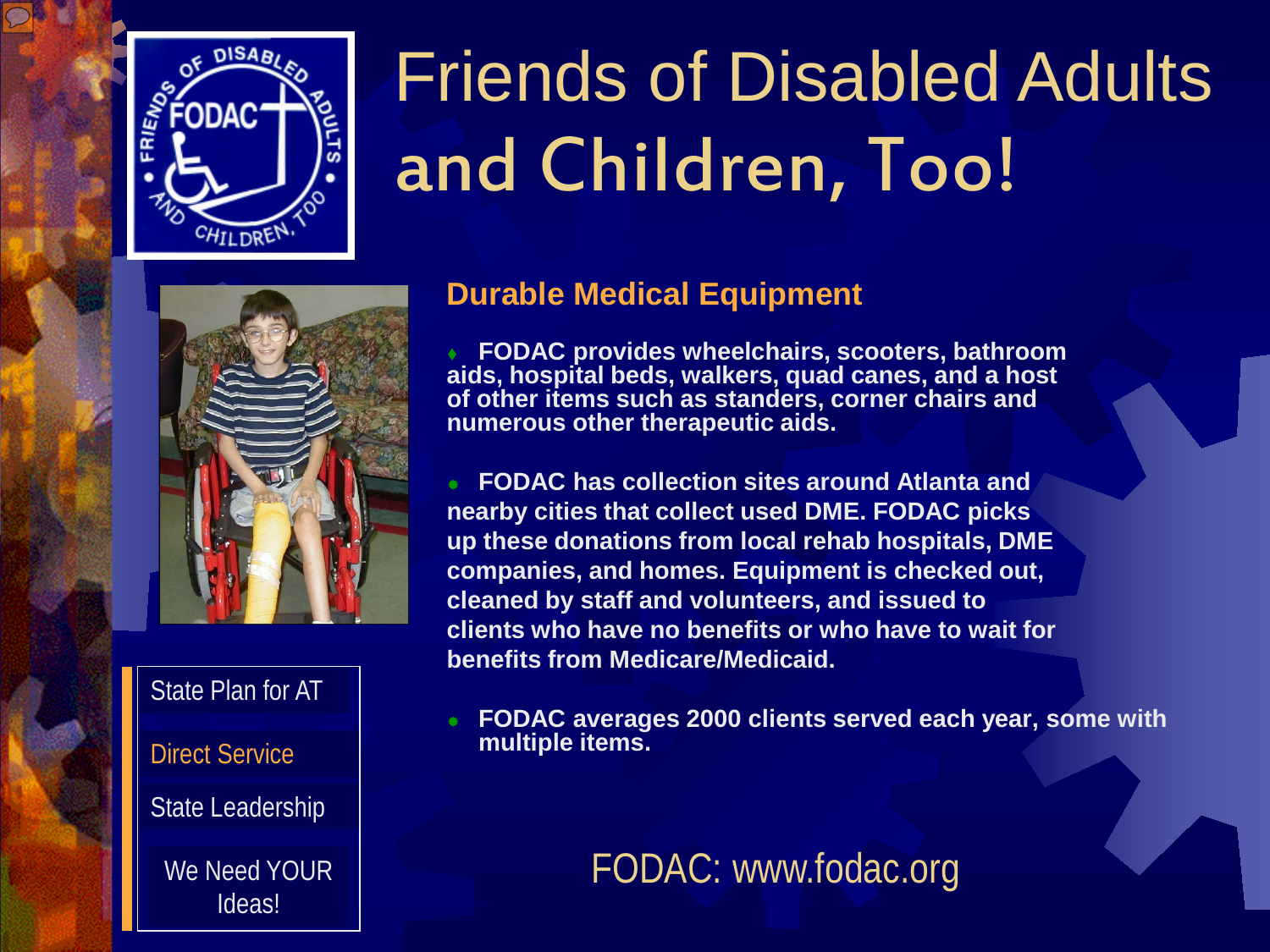# Friends of Disabled Adults and Children, Too!

## Durable Medical Equipment

- FODAC provides wheelchairs, scooters, bathroom aids, hospital beds, walkers, quad canes, and a host of other items such as standers, corner chairs and numerous other therapeutic aids.

- FODAC has collection sites around Atlanta and nearby cities that collect used DME. FODAC picks up these donations from local rehab hospitals, DME companies, and homes. Equipment is checked out, cleaned by staff and volunteers, and issued to clients who have no benefits or who have to wait for benefits from Medicare/Medicaid.

- FODAC averages 2000 clients served each year, some with multiple items.

FODAC: www.fodac.org

- State Plan for AT
- Direct Service
- State Leadership
- We Need YOUR Ideas!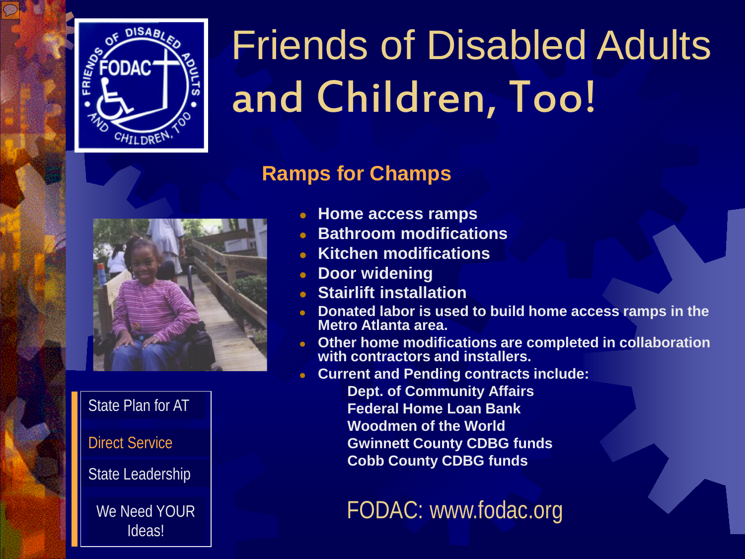# Friends of Disabled Adults and Children, Too!

## Ramps for Champs

- Home access ramps
- Bathroom modifications
- Kitchen modifications
- Door widening
- Stairlift installation
- Donated labor is used to build home access ramps in the Metro Atlanta area.
- Other home modifications are completed in collaboration with contractors and installers.
- Current and Pending contracts include:
  - Dept. of Community Affairs
  - Federal Home Loan Bank
  - Woodmen of the World
  - Gwinnett County CDBG funds
  - Cobb County CDBG funds

FODAC: www.fodac.org

State Plan for AT

Direct Service

State Leadership

We Need YOUR Ideas!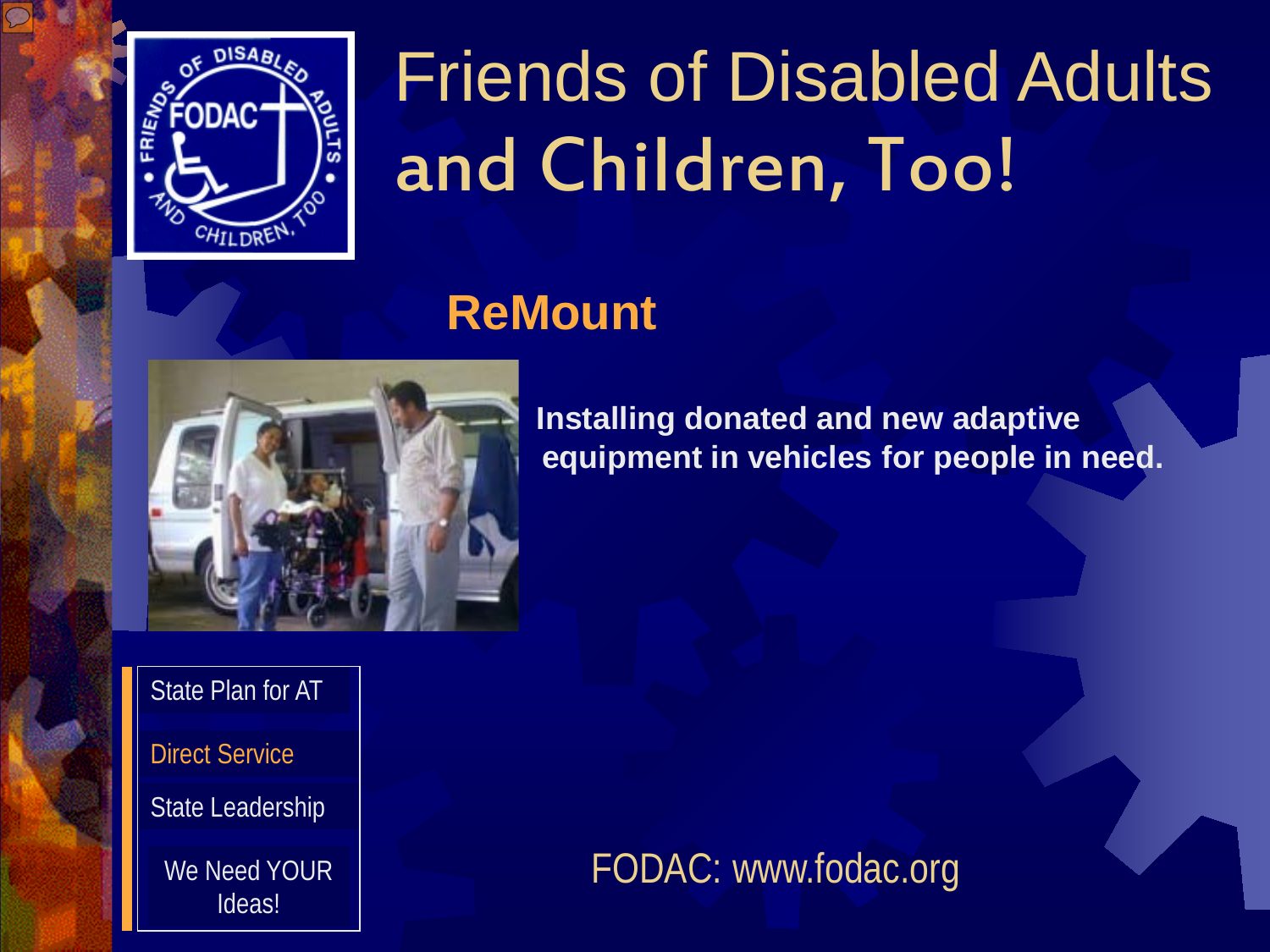# Friends of Disabled Adults and Children, Too!

## ReMount

**Installing donated and new adaptive equipment in vehicles for people in need.**

- State Plan for AT
- Direct Service
- State Leadership
- We Need YOUR Ideas!

FODAC: www.fodac.org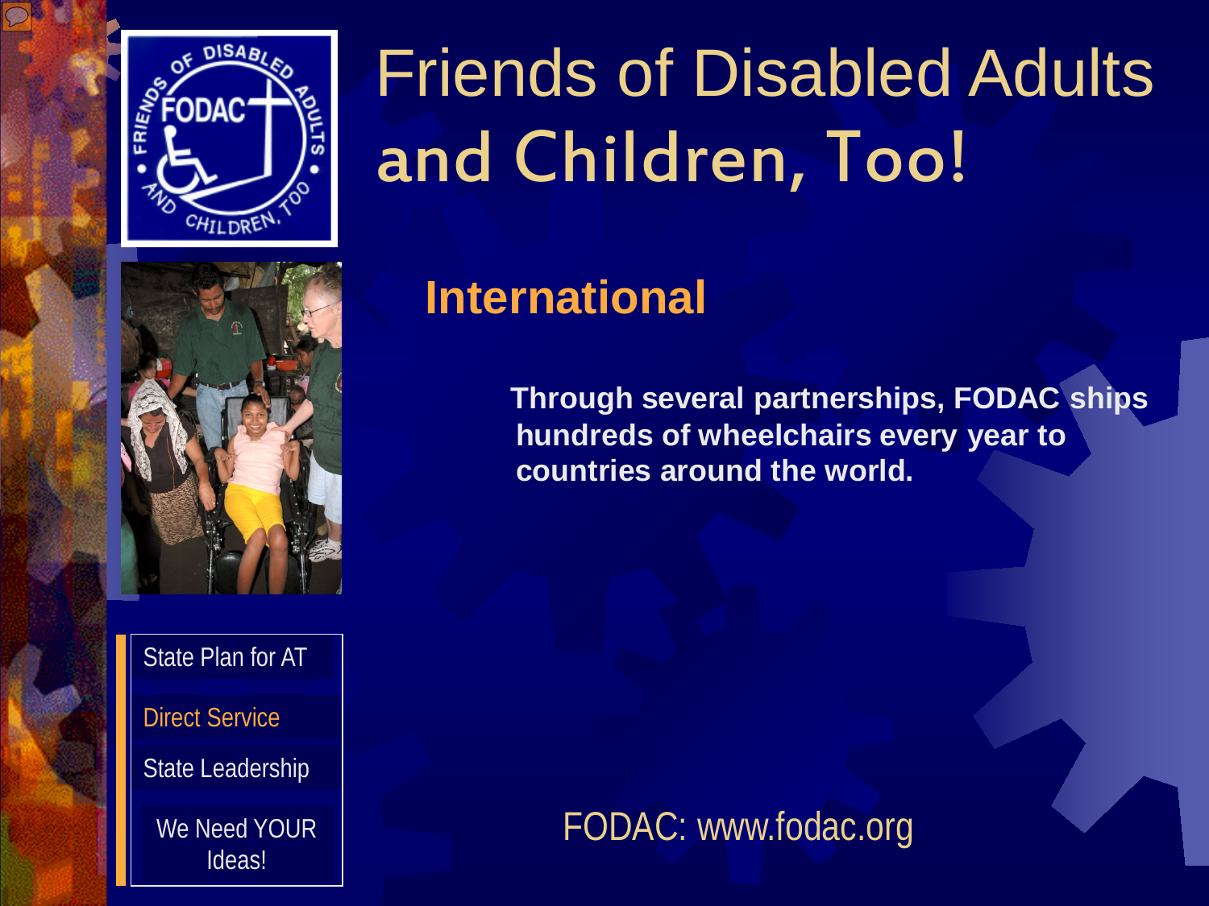# Friends of Disabled Adults and Children, Too!

## International

**Through several partnerships, FODAC ships hundreds of wheelchairs every year to countries around the world.**

FODAC: www.fodac.org

- State Plan for AT
- Direct Service
- State Leadership
- We Need YOUR Ideas!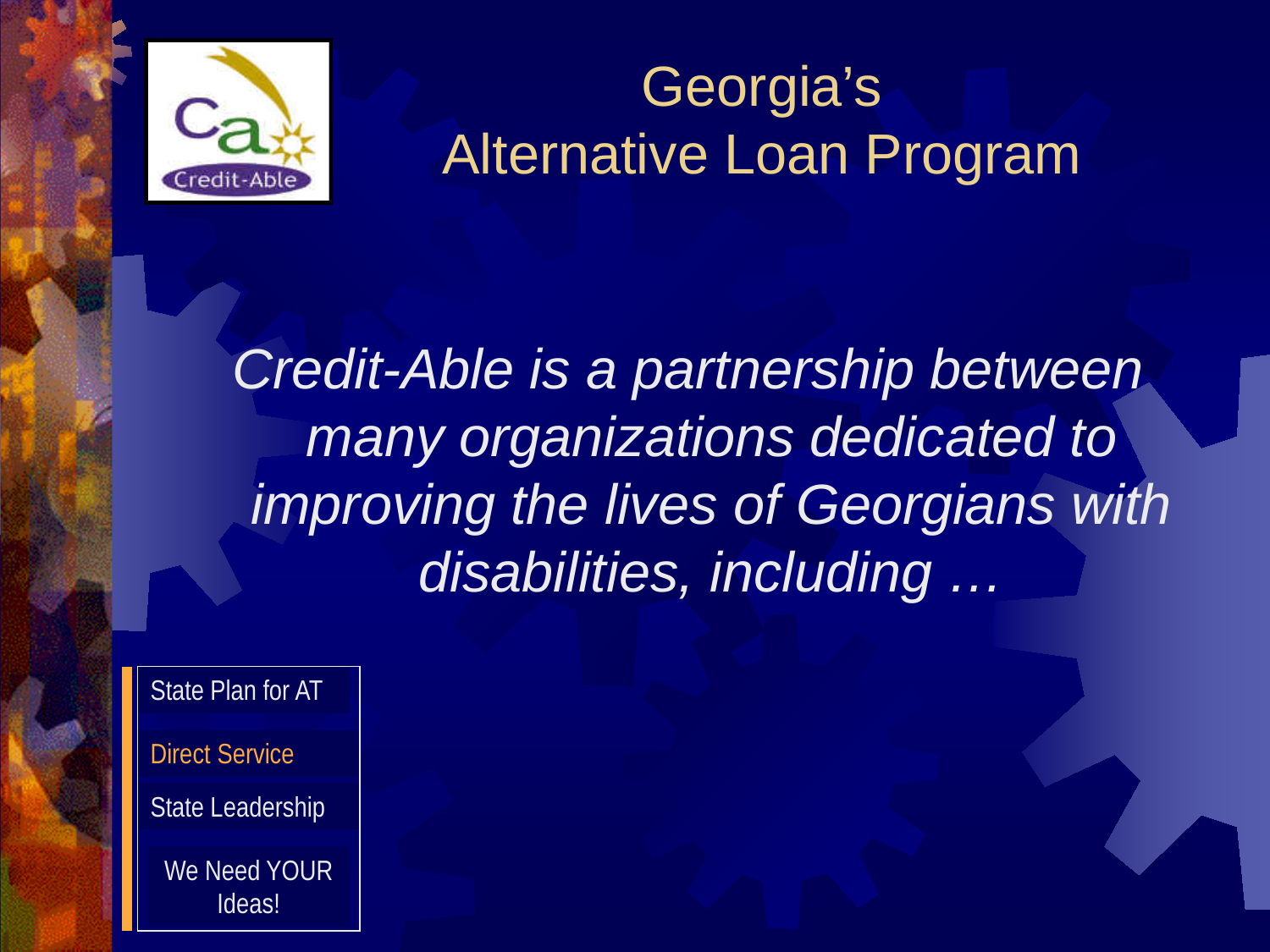# Georgia's Alternative Loan Program

*Credit-Able is a partnership between many organizations dedicated to improving the lives of Georgians with disabilities, including …*

- State Plan for AT
- Direct Service
- State Leadership
- We Need YOUR Ideas!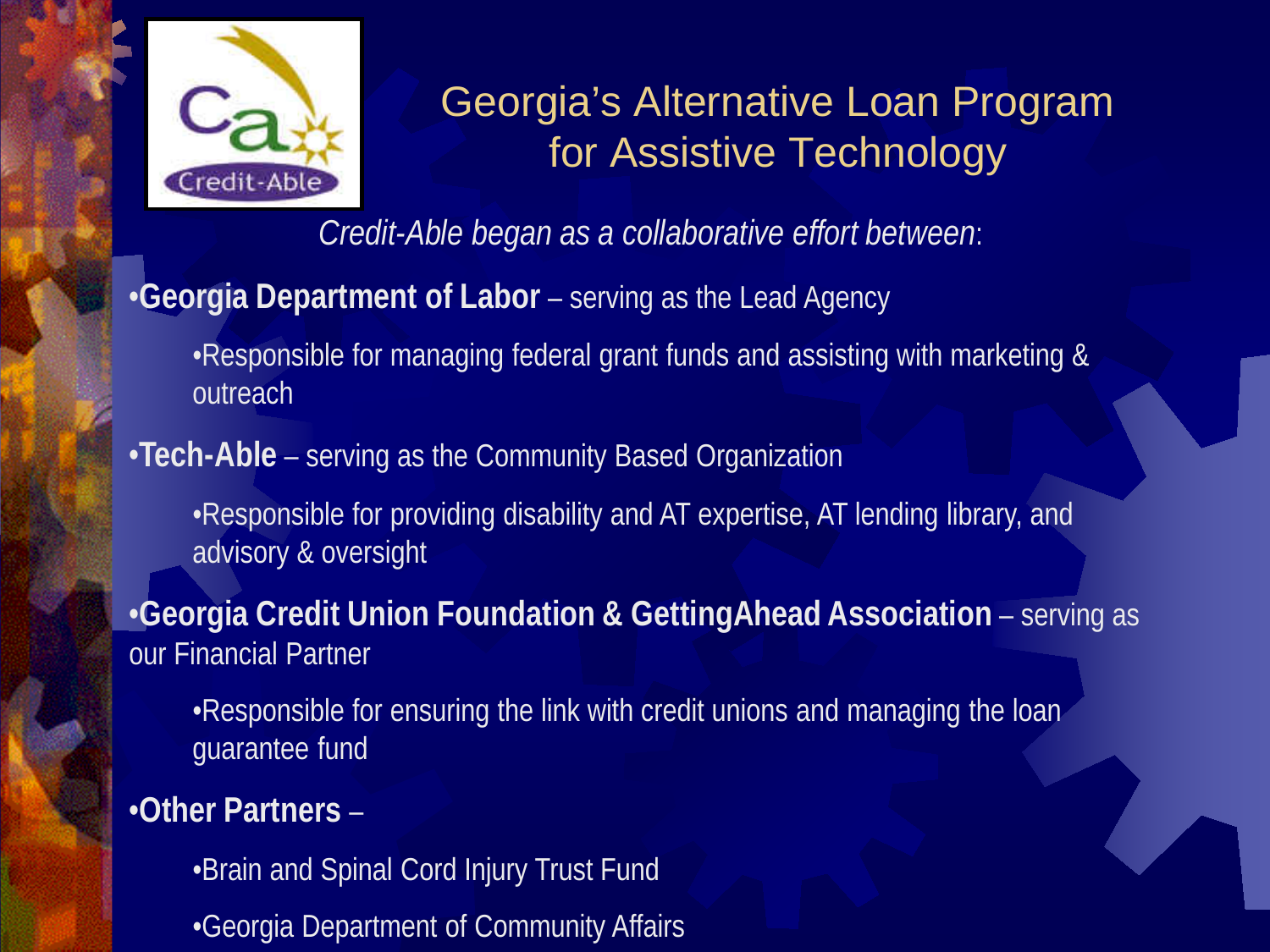# Georgia's Alternative Loan Program for Assistive Technology

*Credit-Able began as a collaborative effort between*:

- **Georgia Department of Labor** – serving as the Lead Agency
  - Responsible for managing federal grant funds and assisting with marketing & outreach
- **Tech-Able** – serving as the Community Based Organization
  - Responsible for providing disability and AT expertise, AT lending library, and advisory & oversight
- **Georgia Credit Union Foundation & GettingAhead Association** – serving as our Financial Partner
  - Responsible for ensuring the link with credit unions and managing the loan guarantee fund
- **Other Partners** –
  - Brain and Spinal Cord Injury Trust Fund
  - Georgia Department of Community Affairs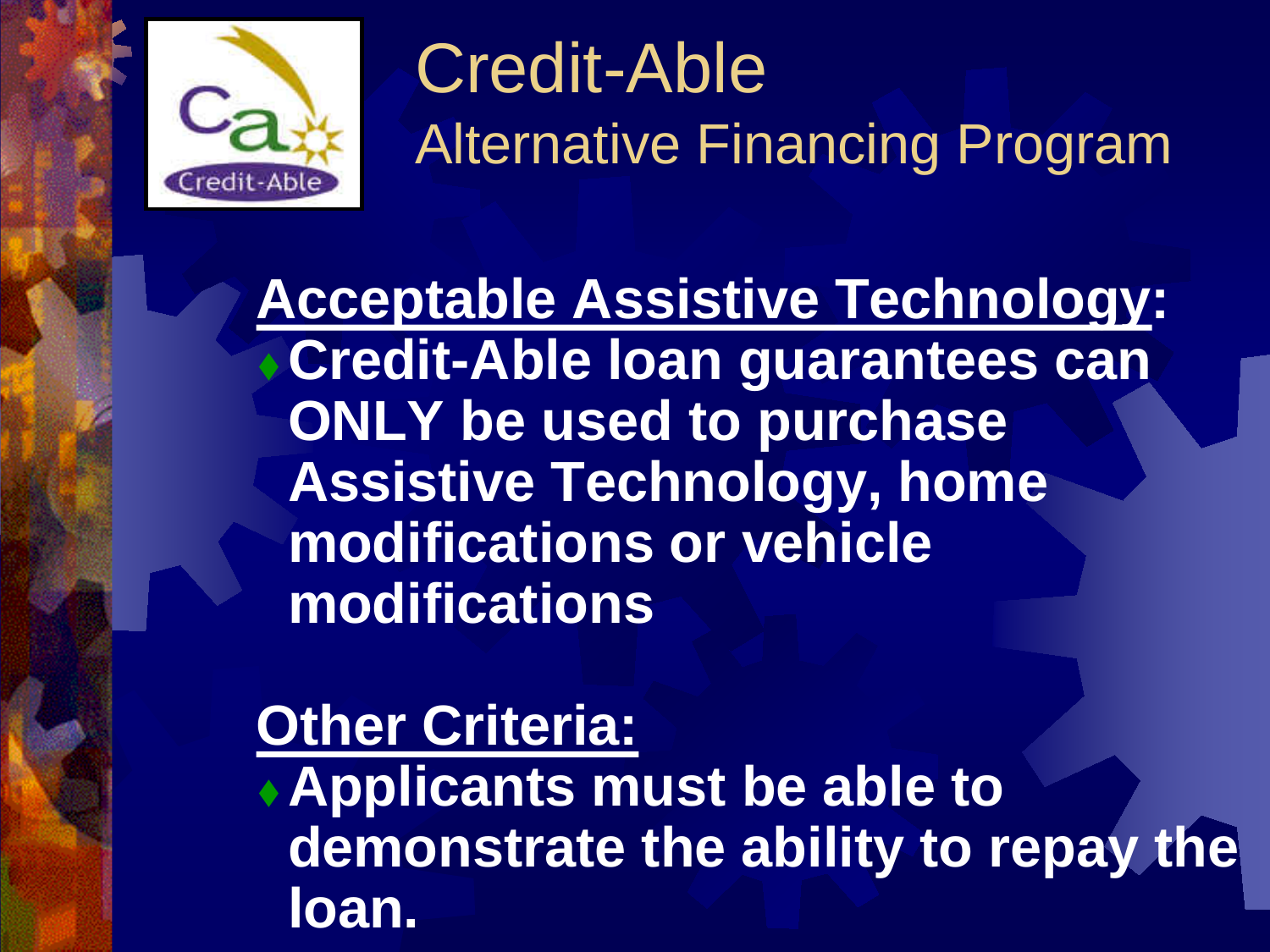# Credit-Able

## Alternative Financing Program

**Acceptable Assistive Technology:**

- **Credit-Able loan guarantees can ONLY be used to purchase Assistive Technology, home modifications or vehicle modifications**

**Other Criteria:**

- **Applicants must be able to demonstrate the ability to repay the loan.**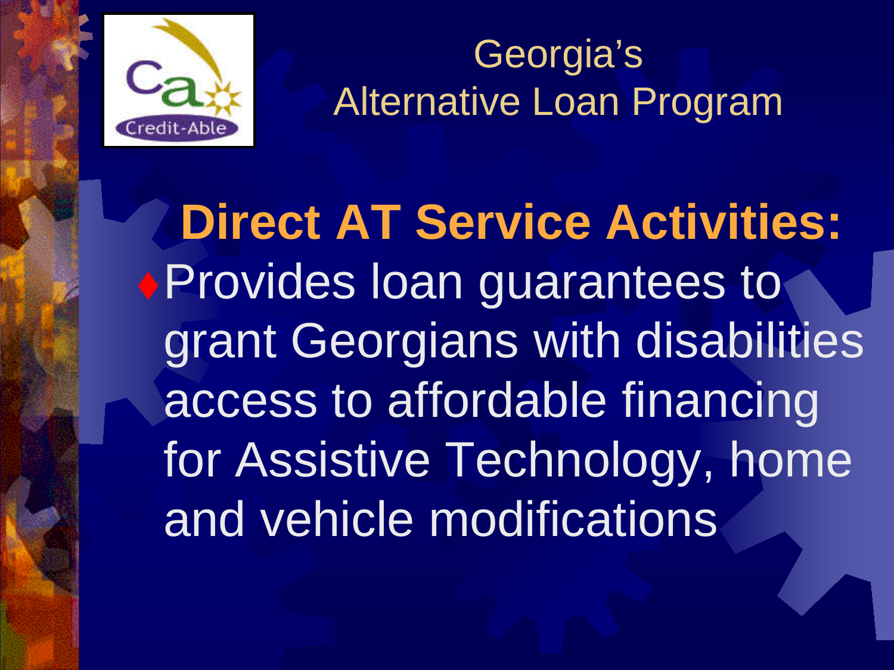# Georgia's Alternative Loan Program

Credit-Able

**Direct AT Service Activities:**

- Provides loan guarantees to grant Georgians with disabilities access to affordable financing for Assistive Technology, home and vehicle modifications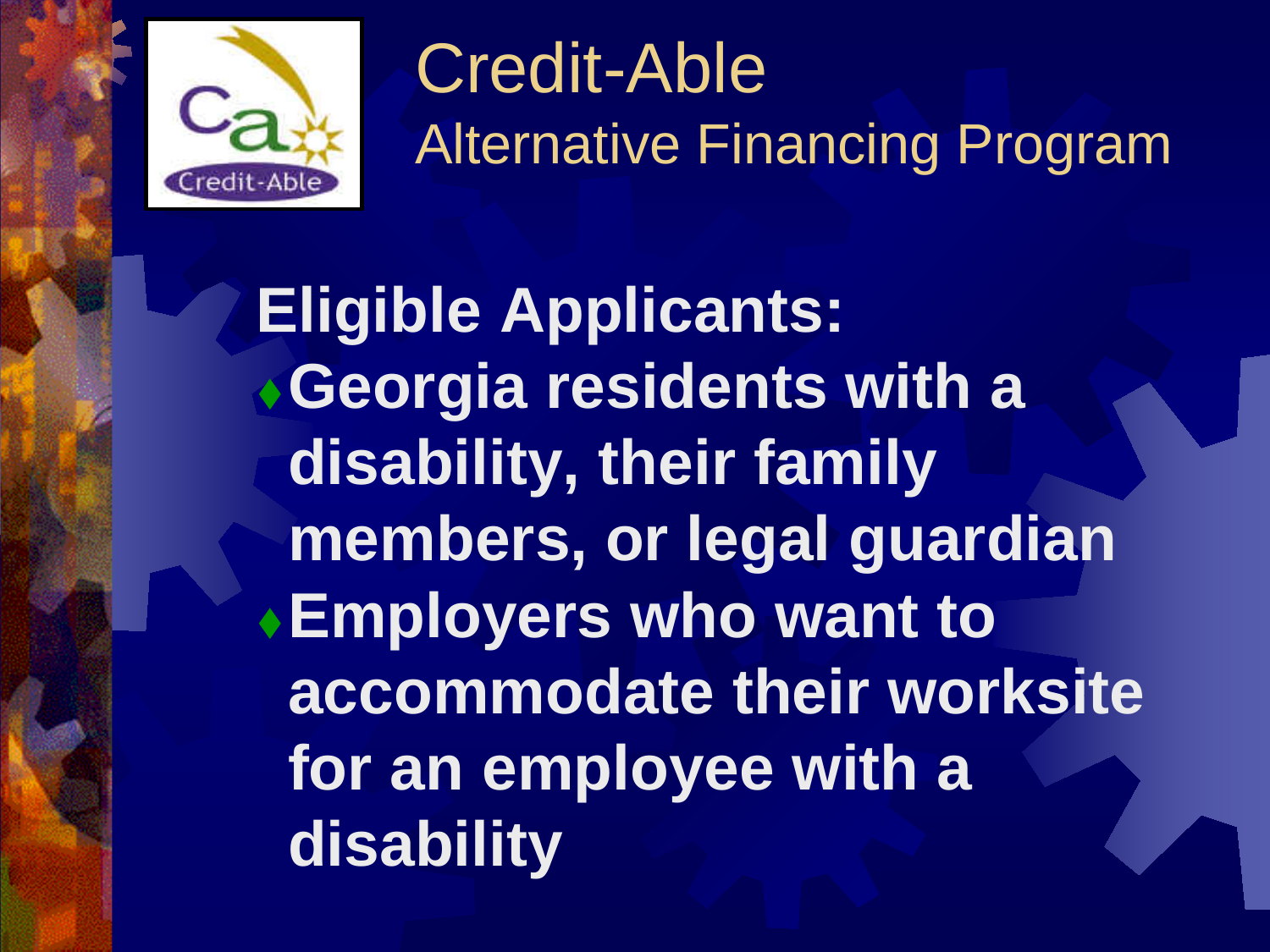# Credit-Able
## Alternative Financing Program

**Eligible Applicants:**

- **Georgia residents with a disability, their family members, or legal guardian**
- **Employers who want to accommodate their worksite for an employee with a disability**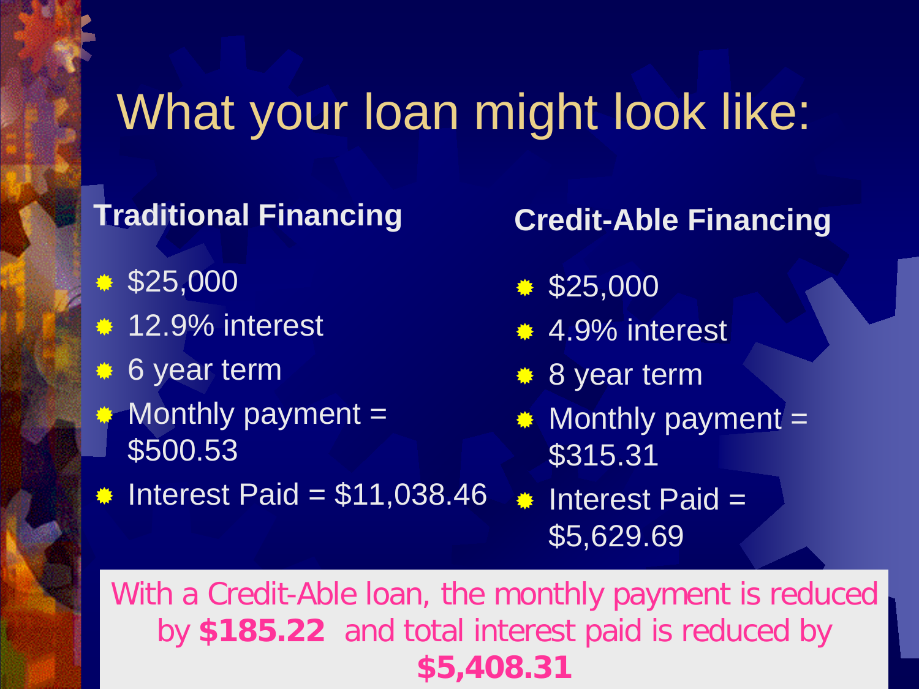# What your loan might look like:

**Traditional Financing**

- $25,000
- 12.9% interest
- 6 year term
- Monthly payment = $500.53
- Interest Paid = $11,038.46

**Credit-Able Financing**

- $25,000
- 4.9% interest
- 8 year term
- Monthly payment = $315.31
- Interest Paid = $5,629.69

With a Credit-Able loan, the monthly payment is reduced by **$185.22** and total interest paid is reduced by **$5,408.31**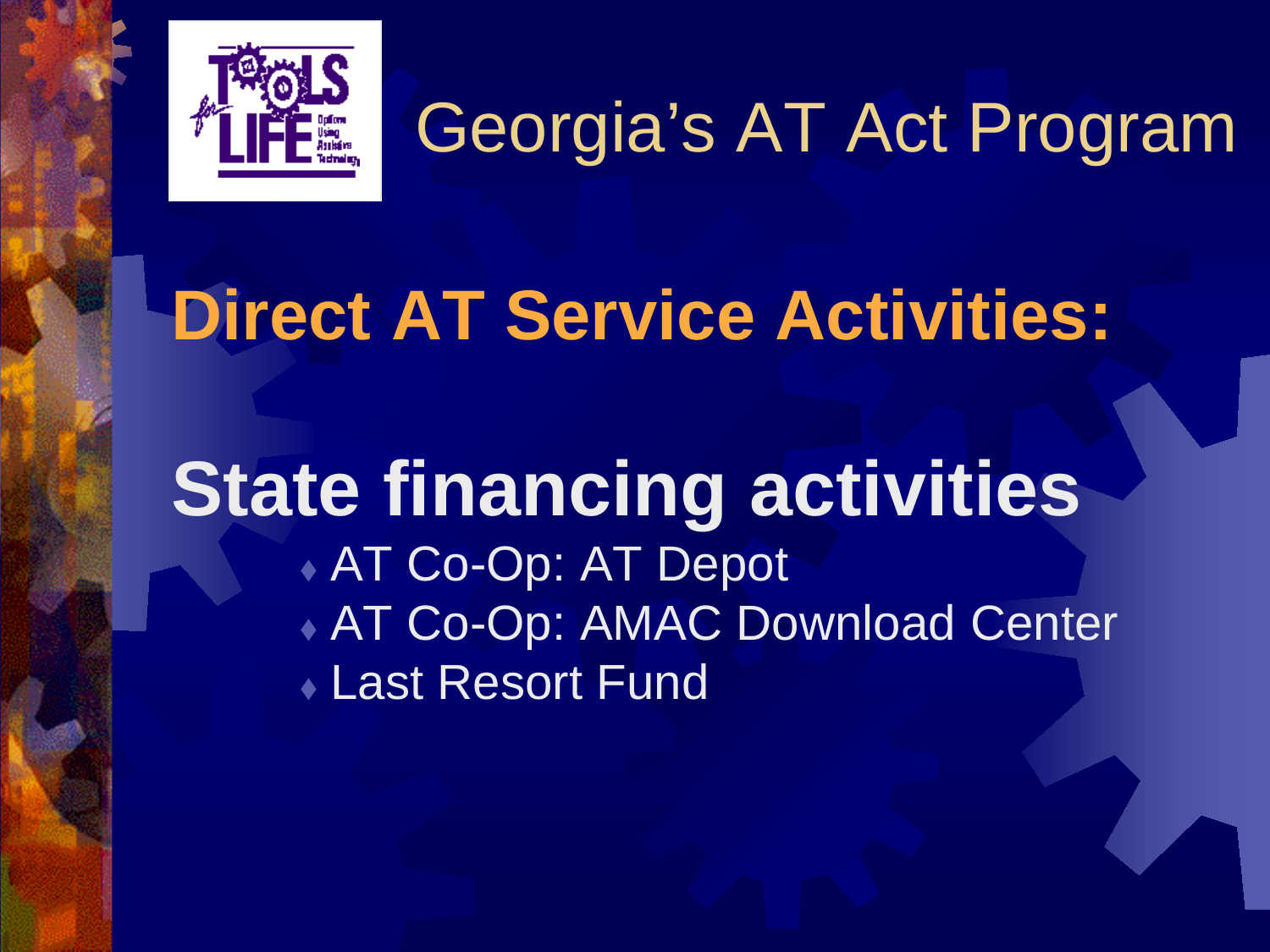# Georgia's AT Act Program

## Direct AT Service Activities:

## State financing activities

- AT Co-Op: AT Depot
- AT Co-Op: AMAC Download Center
- Last Resort Fund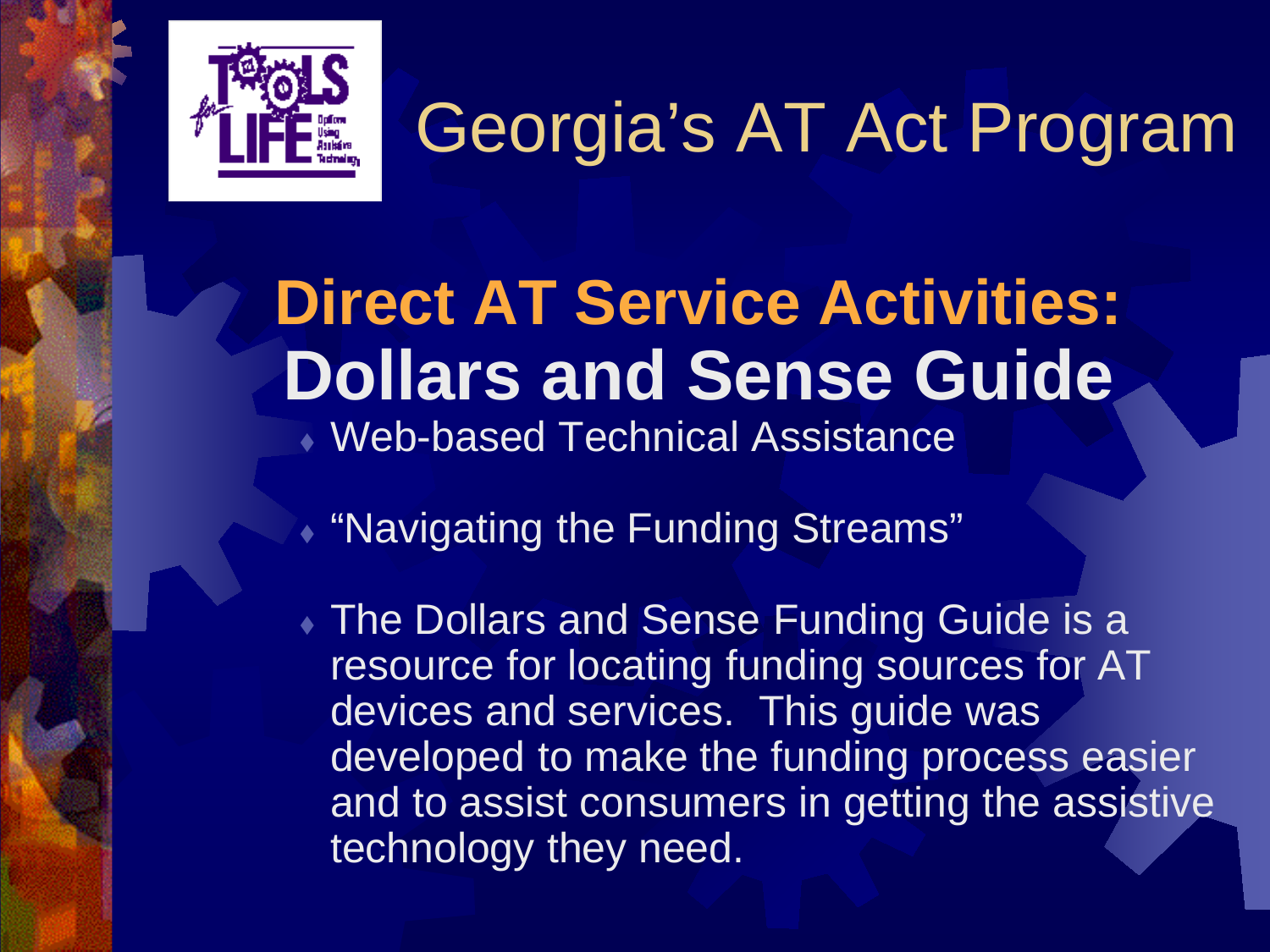# Georgia's AT Act Program

## Direct AT Service Activities:
## Dollars and Sense Guide

- Web-based Technical Assistance
- "Navigating the Funding Streams"
- The Dollars and Sense Funding Guide is a resource for locating funding sources for AT devices and services. This guide was developed to make the funding process easier and to assist consumers in getting the assistive technology they need.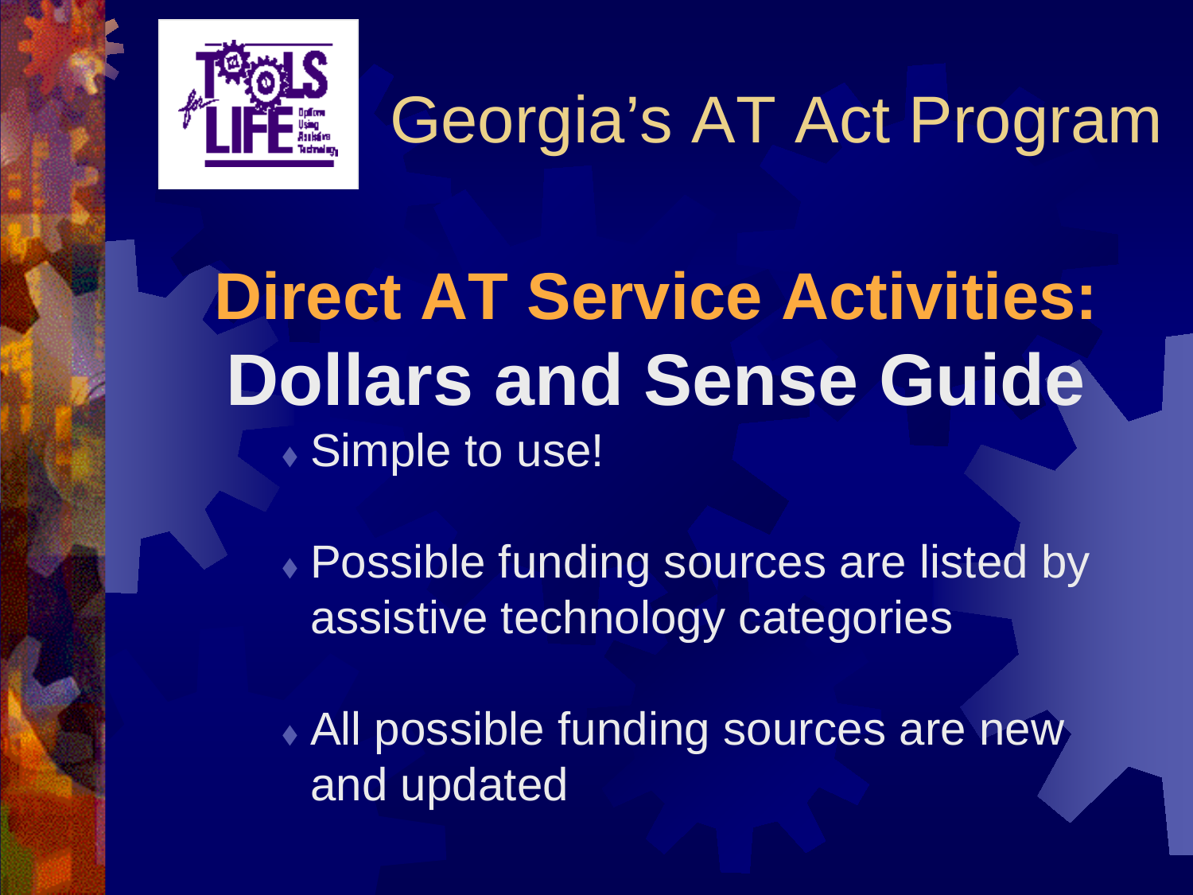# Georgia's AT Act Program

## Direct AT Service Activities:
## Dollars and Sense Guide

- Simple to use!
- Possible funding sources are listed by assistive technology categories
- All possible funding sources are new and updated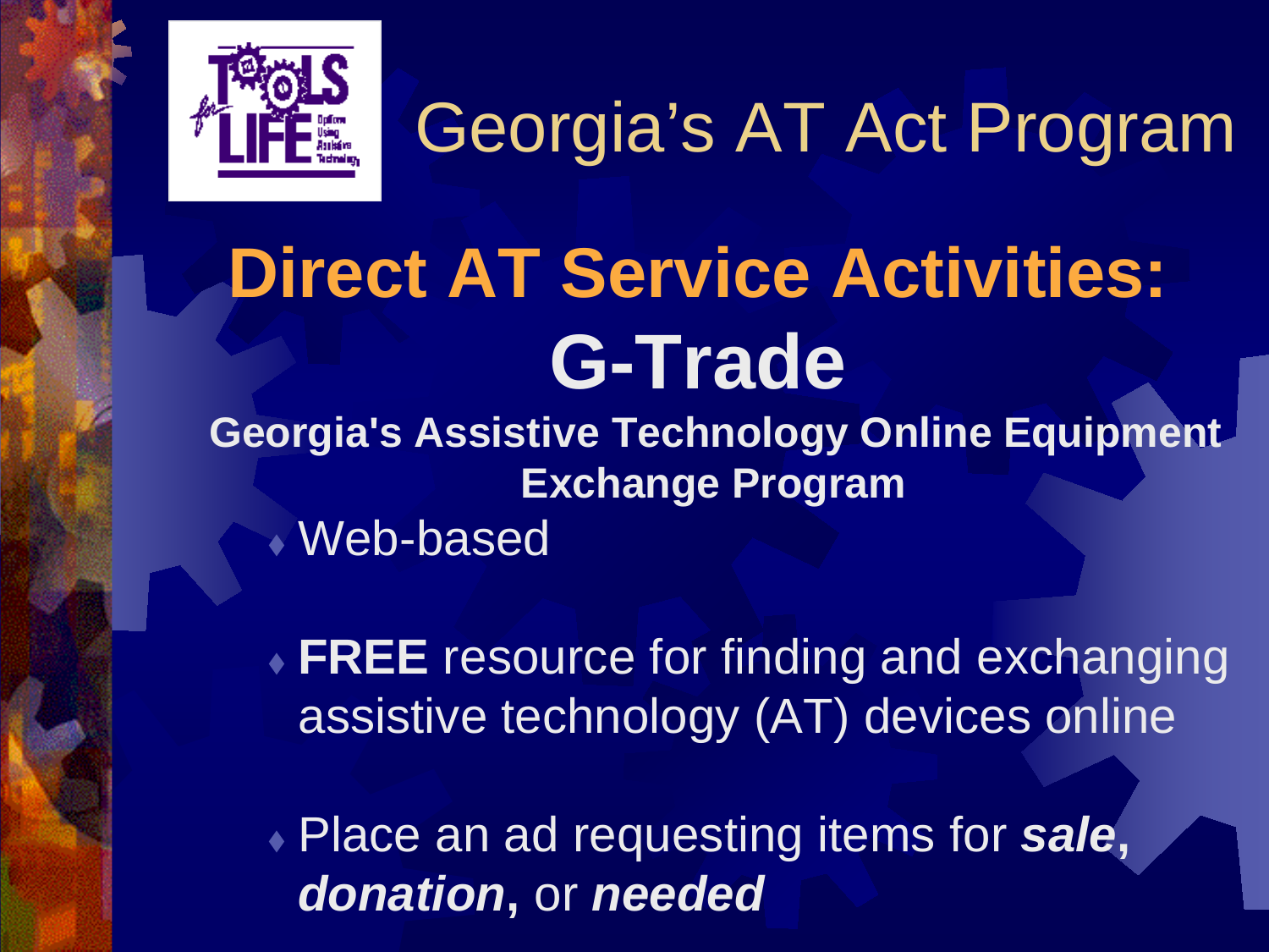# Georgia's AT Act Program

## Direct AT Service Activities: G-Trade

**Georgia's Assistive Technology Online Equipment Exchange Program**

- Web-based
- **FREE** resource for finding and exchanging assistive technology (AT) devices online
- Place an ad requesting items for ***sale*****,** ***donation*****,** or ***needed***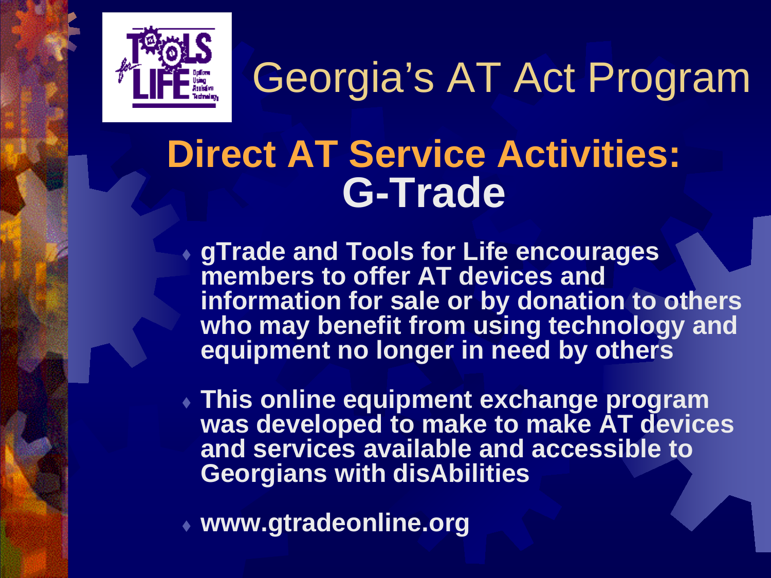# Georgia's AT Act Program

## Direct AT Service Activities: G-Trade

- gTrade and Tools for Life encourages members to offer AT devices and information for sale or by donation to others who may benefit from using technology and equipment no longer in need by others
- This online equipment exchange program was developed to make to make AT devices and services available and accessible to Georgians with disAbilities
- www.gtradeonline.org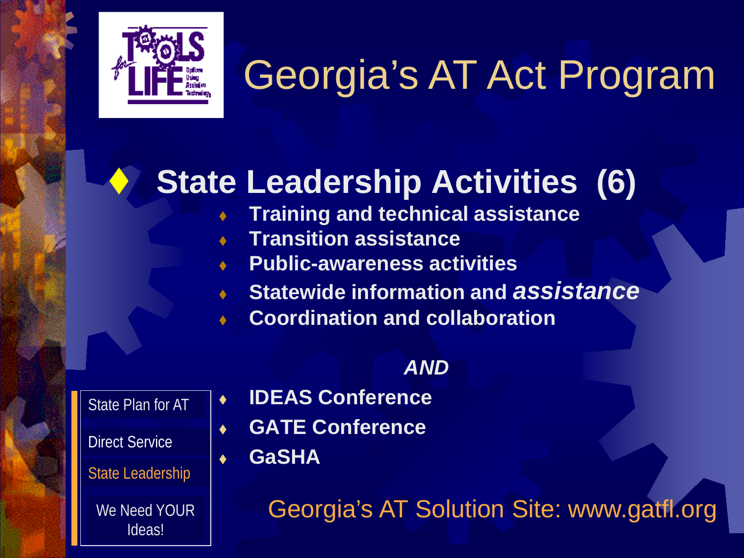# Georgia's AT Act Program

- **State Leadership Activities (6)**
  - **Training and technical assistance**
  - **Transition assistance**
  - **Public-awareness activities**
  - **Statewide information and *assistance***
  - **Coordination and collaboration**

***AND***

- **IDEAS Conference**
- **GATE Conference**
- **GaSHA**

State Plan for AT

Direct Service

State Leadership

We Need YOUR Ideas!

Georgia's AT Solution Site: www.gatfl.org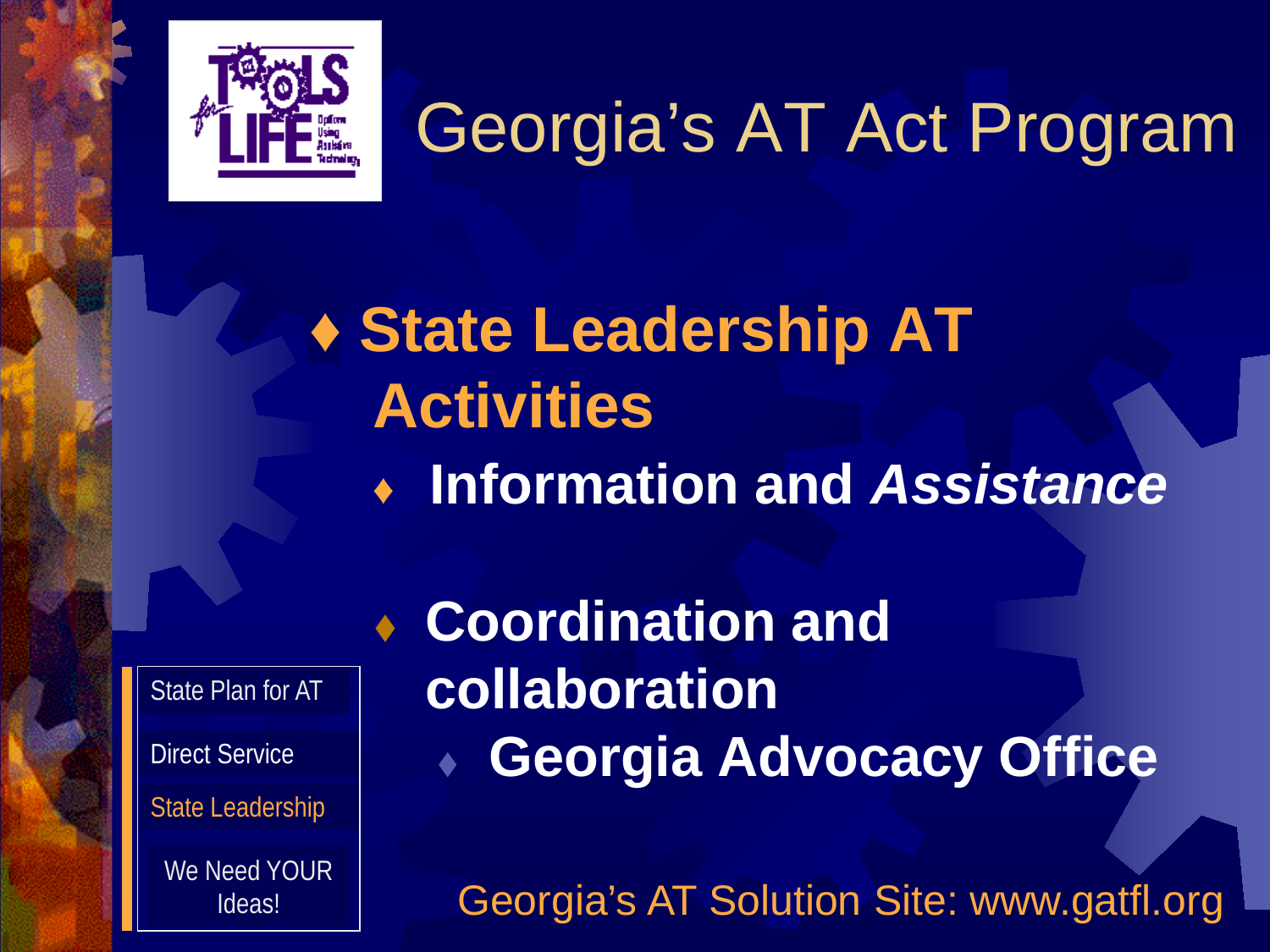# Georgia's AT Act Program

- **State Leadership AT Activities**
  - **Information and *Assistance***
  - **Coordination and collaboration**
    - **Georgia Advocacy Office**

State Plan for AT

Direct Service

State Leadership

We Need YOUR Ideas!

Georgia's AT Solution Site: www.gatfl.org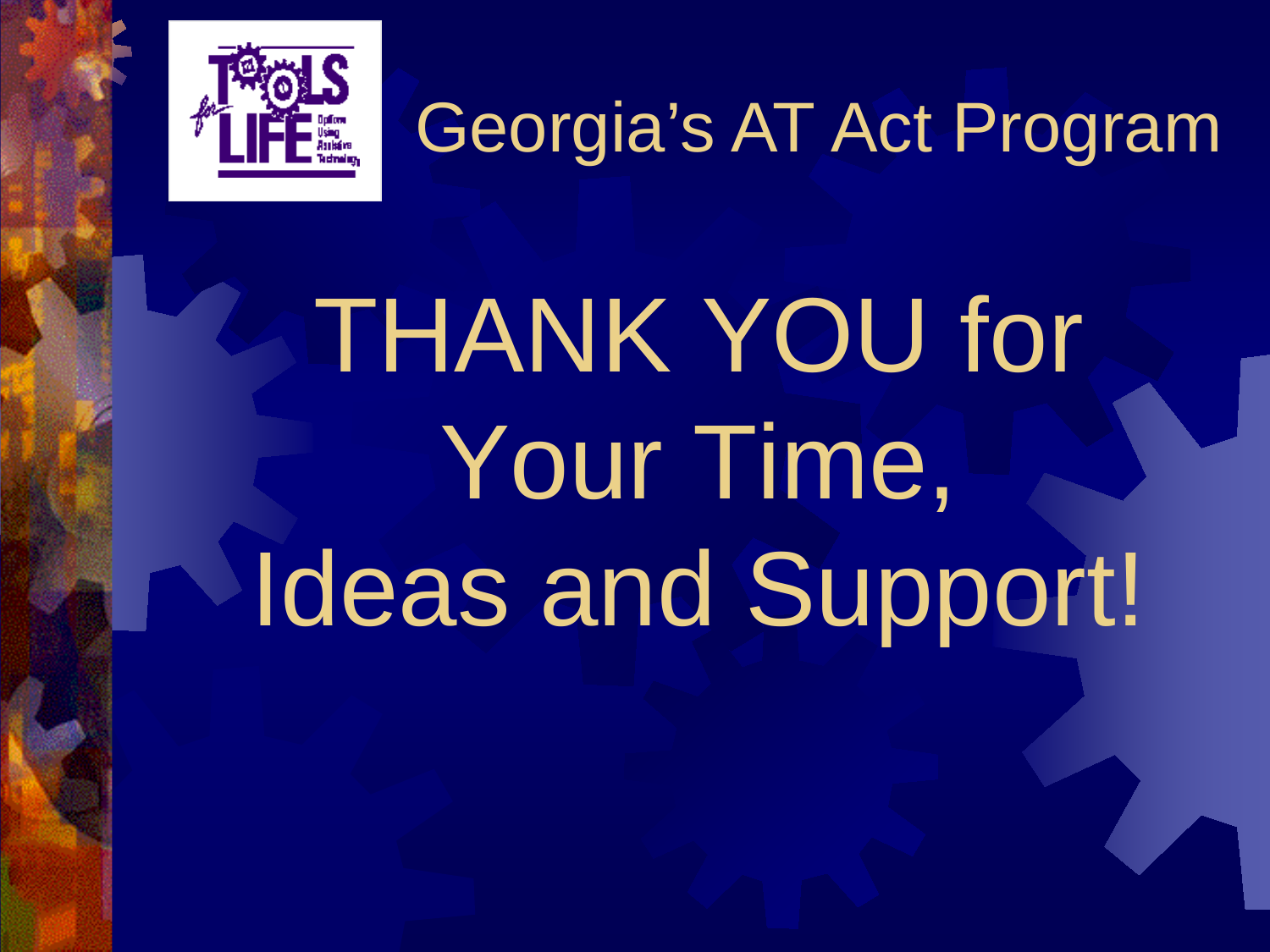# Georgia's AT Act Program

THANK YOU for Your Time, Ideas and Support!